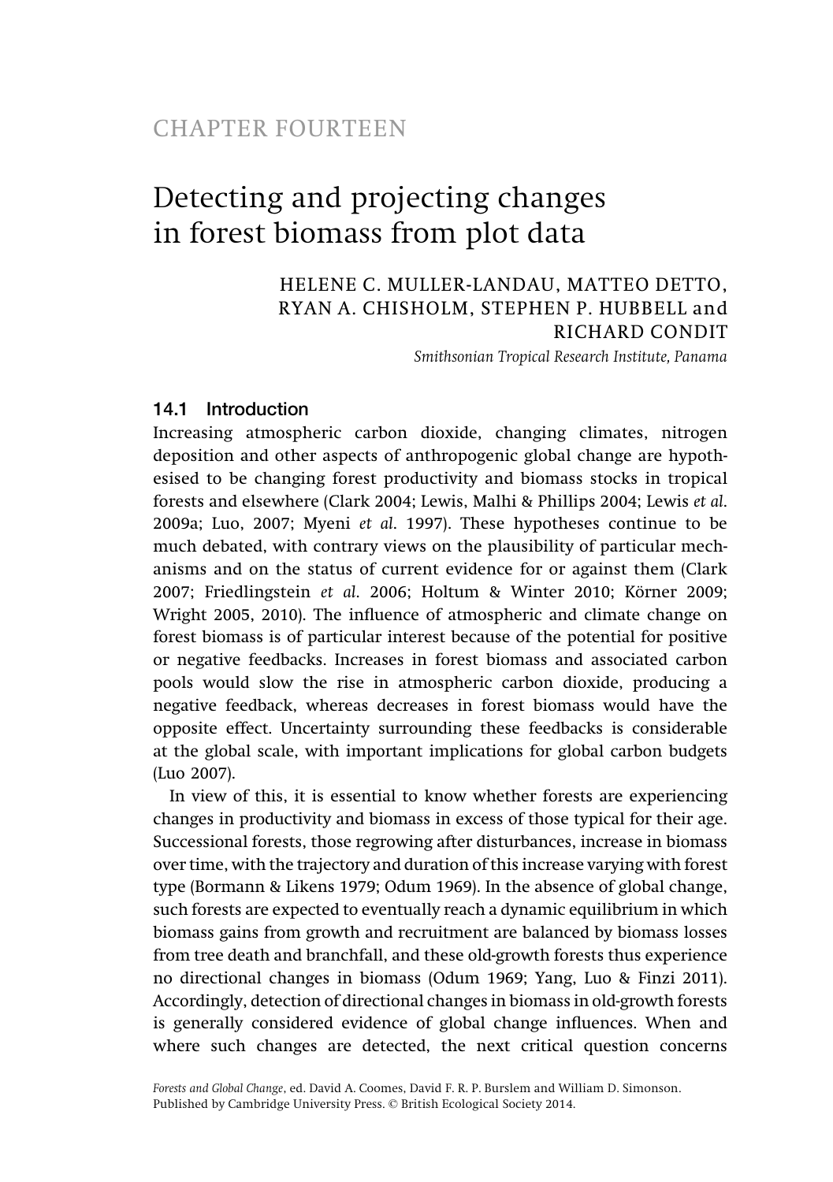CHAPTER FOURTEEN

# Detecting and projecting changes in forest biomass from plot data

HELENE C. MULLER-LANDAU, MATTEO DETTO, RYAN A. CHISHOLM, STEPHEN P. HUBBELL and RICHARD CONDIT

*Smithsonian Tropical Research Institute, Panama*

## 14.1 Introduction

Increasing atmospheric carbon dioxide, changing climates, nitrogen deposition and other aspects of anthropogenic global change are hypothesised to be changing forest productivity and biomass stocks in tropical forests and elsewhere (Clark 2004; Lewis, Malhi & Phillips 2004; Lewis *et al.* 2009a; Luo, 2007; Myeni *et al.* 1997). These hypotheses continue to be much debated, with contrary views on the plausibility of particular mechanisms and on the status of current evidence for or against them (Clark 2007; Friedlingstein *et al.* 2006; Holtum & Winter 2010; Körner 2009; Wright 2005, 2010). The influence of atmospheric and climate change on forest biomass is of particular interest because of the potential for positive or negative feedbacks. Increases in forest biomass and associated carbon pools would slow the rise in atmospheric carbon dioxide, producing a negative feedback, whereas decreases in forest biomass would have the opposite effect. Uncertainty surrounding these feedbacks is considerable at the global scale, with important implications for global carbon budgets (Luo 2007).

In view of this, it is essential to know whether forests are experiencing changes in productivity and biomass in excess of those typical for their age. Successional forests, those regrowing after disturbances, increase in biomass over time, with the trajectory and duration of this increase varying with forest type (Bormann & Likens 1979; Odum 1969). In the absence of global change, such forests are expected to eventually reach a dynamic equilibrium in which biomass gains from growth and recruitment are balanced by biomass losses from tree death and branchfall, and these old-growth forests thus experience no directional changes in biomass (Odum 1969; Yang, Luo & Finzi 2011). Accordingly, detection of directional changes in biomass in old-growth forests is generally considered evidence of global change influences. When and where such changes are detected, the next critical question concerns

*Forests and Global Change*, ed. David A. Coomes, David F. R. P. Burslem and William D. Simonson. Published by Cambridge University Press. © British Ecological Society 2014.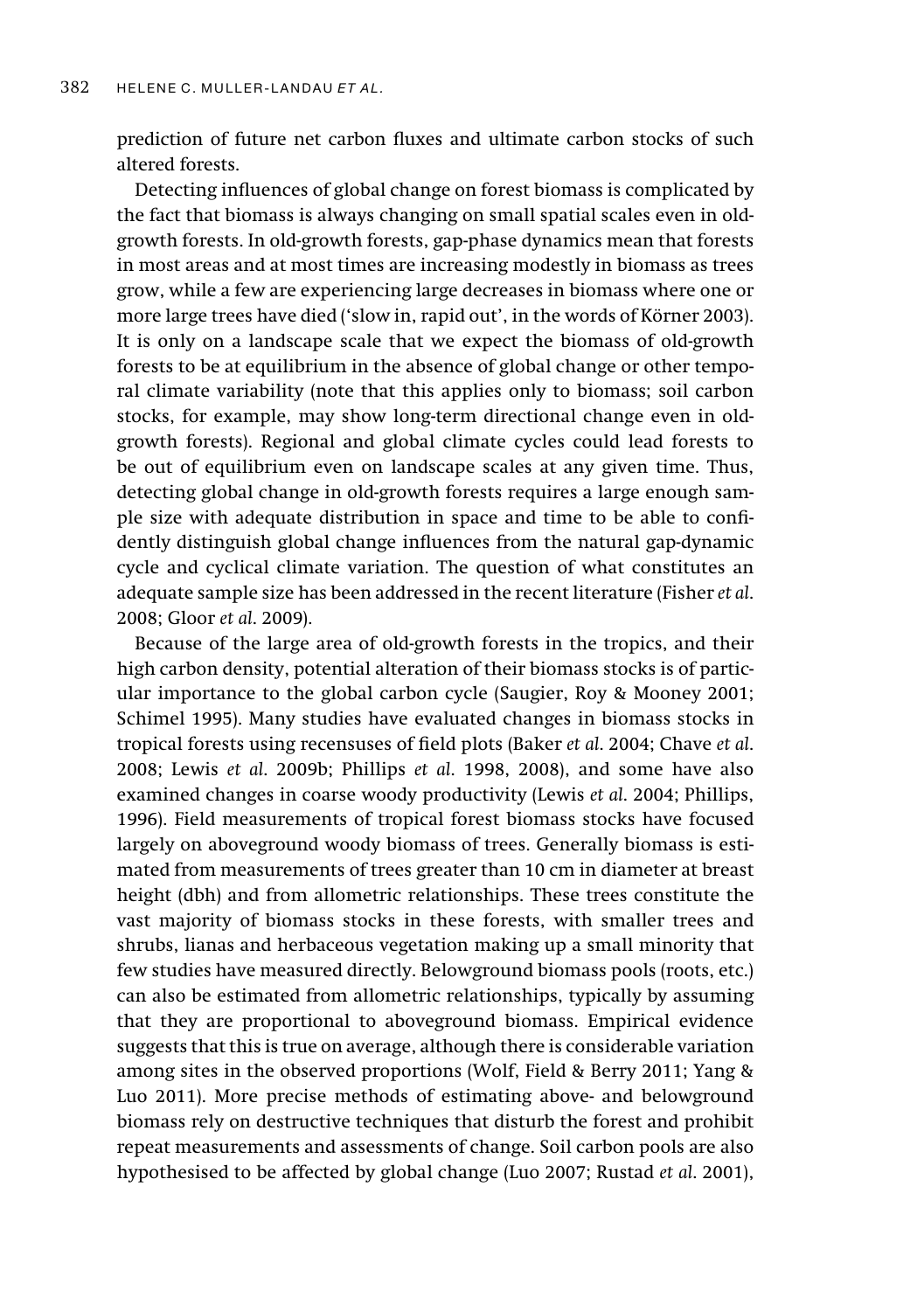prediction of future net carbon fluxes and ultimate carbon stocks of such altered forests.

Detecting influences of global change on forest biomass is complicated by the fact that biomass is always changing on small spatial scales even in old-growth forests. In old-growth forests, gap-phase dynamics mean that forests in most areas and at most times are increasing modestly in biomass as trees grow, while a few are experiencing large decreases in biomass where one or more large trees have died ('slow in, rapid out', in the words of Körner 2003). It is only on a landscape scale that we expect the biomass of old-growth forests to be at equilibrium in the absence of global change or other temporal climate variability (note that this applies only to biomass; soil carbon stocks, for example, may show long-term directional change even in old-growth forests). Regional and global climate cycles could lead forests to be out of equilibrium even on landscape scales at any given time. Thus, detecting global change in old-growth forests requires a large enough sample size with adequate distribution in space and time to be able to confidently distinguish global change influences from the natural gap-dynamic cycle and cyclical climate variation. The question of what constitutes an adequate sample size has been addressed in the recent literature (Fisher *et al.* 2008; Gloor *et al.* 2009).

Because of the large area of old-growth forests in the tropics, and their high carbon density, potential alteration of their biomass stocks is of particular importance to the global carbon cycle (Saugier, Roy & Mooney 2001; Schimel 1995). Many studies have evaluated changes in biomass stocks in tropical forests using recensuses of field plots (Baker *et al.* 2004; Chave *et al.* 2008; Lewis *et al.* 2009b; Phillips *et al.* 1998, 2008), and some have also examined changes in coarse woody productivity (Lewis *et al.* 2004; Phillips, 1996). Field measurements of tropical forest biomass stocks have focused largely on aboveground woody biomass of trees. Generally biomass is estimated from measurements of trees greater than 10 cm in diameter at breast height (dbh) and from allometric relationships. These trees constitute the vast majority of biomass stocks in these forests, with smaller trees and shrubs, lianas and herbaceous vegetation making up a small minority that few studies have measured directly. Belowground biomass pools (roots, etc.) can also be estimated from allometric relationships, typically by assuming that they are proportional to aboveground biomass. Empirical evidence suggests that this is true on average, although there is considerable variation among sites in the observed proportions (Wolf, Field & Berry 2011; Yang & Luo 2011). More precise methods of estimating above- and belowground biomass rely on destructive techniques that disturb the forest and prohibit repeat measurements and assessments of change. Soil carbon pools are also hypothesised to be affected by global change (Luo 2007; Rustad *et al.* 2001),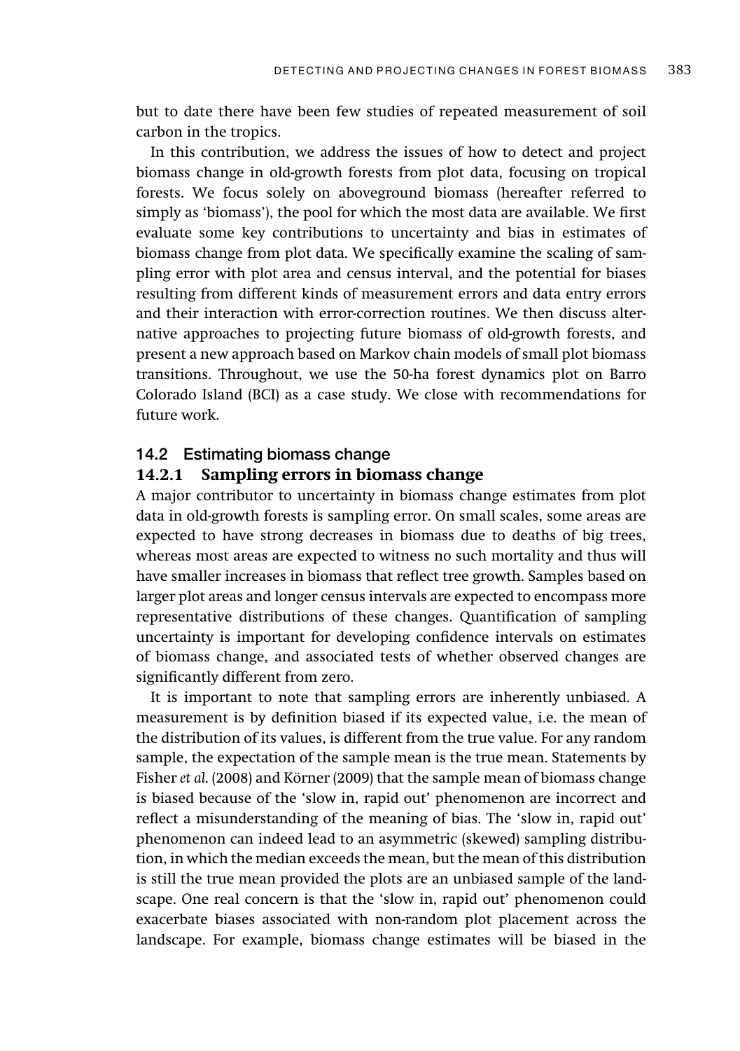but to date there have been few studies of repeated measurement of soil carbon in the tropics.

In this contribution, we address the issues of how to detect and project biomass change in old-growth forests from plot data, focusing on tropical forests. We focus solely on aboveground biomass (hereafter referred to simply as 'biomass'), the pool for which the most data are available. We first evaluate some key contributions to uncertainty and bias in estimates of biomass change from plot data. We specifically examine the scaling of sampling error with plot area and census interval, and the potential for biases resulting from different kinds of measurement errors and data entry errors and their interaction with error-correction routines. We then discuss alternative approaches to projecting future biomass of old-growth forests, and present a new approach based on Markov chain models of small plot biomass transitions. Throughout, we use the 50-ha forest dynamics plot on Barro Colorado Island (BCI) as a case study. We close with recommendations for future work.

## 14.2 Estimating biomass change

### 14.2.1 Sampling errors in biomass change

A major contributor to uncertainty in biomass change estimates from plot data in old-growth forests is sampling error. On small scales, some areas are expected to have strong decreases in biomass due to deaths of big trees, whereas most areas are expected to witness no such mortality and thus will have smaller increases in biomass that reflect tree growth. Samples based on larger plot areas and longer census intervals are expected to encompass more representative distributions of these changes. Quantification of sampling uncertainty is important for developing confidence intervals on estimates of biomass change, and associated tests of whether observed changes are significantly different from zero.

It is important to note that sampling errors are inherently unbiased. A measurement is by definition biased if its expected value, i.e. the mean of the distribution of its values, is different from the true value. For any random sample, the expectation of the sample mean is the true mean. Statements by Fisher *et al.* (2008) and Körner (2009) that the sample mean of biomass change is biased because of the 'slow in, rapid out' phenomenon are incorrect and reflect a misunderstanding of the meaning of bias. The 'slow in, rapid out' phenomenon can indeed lead to an asymmetric (skewed) sampling distribution, in which the median exceeds the mean, but the mean of this distribution is still the true mean provided the plots are an unbiased sample of the landscape. One real concern is that the 'slow in, rapid out' phenomenon could exacerbate biases associated with non-random plot placement across the landscape. For example, biomass change estimates will be biased in the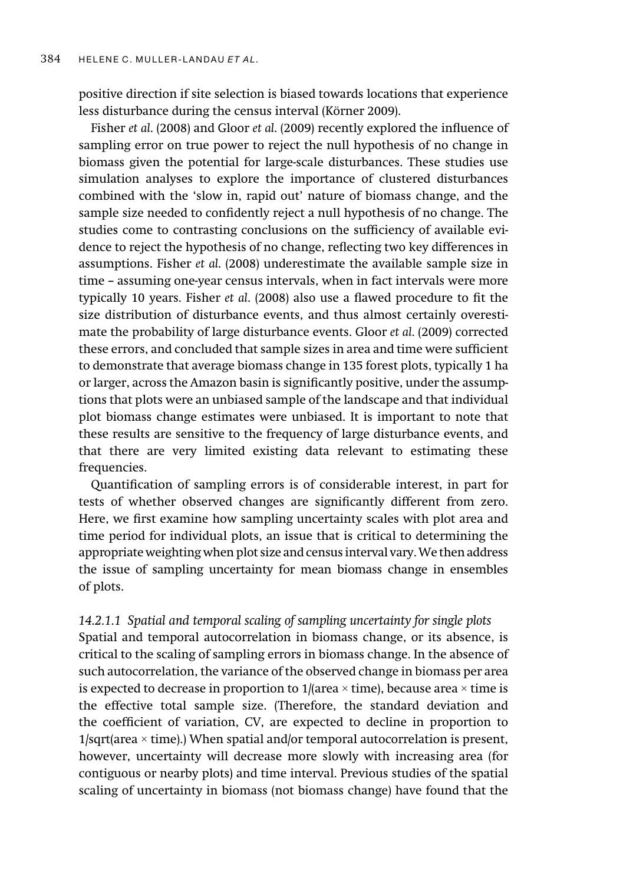positive direction if site selection is biased towards locations that experience less disturbance during the census interval (Körner 2009).

Fisher *et al.* (2008) and Gloor *et al.* (2009) recently explored the influence of sampling error on true power to reject the null hypothesis of no change in biomass given the potential for large-scale disturbances. These studies use simulation analyses to explore the importance of clustered disturbances combined with the 'slow in, rapid out' nature of biomass change, and the sample size needed to confidently reject a null hypothesis of no change. The studies come to contrasting conclusions on the sufficiency of available evidence to reject the hypothesis of no change, reflecting two key differences in assumptions. Fisher *et al.* (2008) underestimate the available sample size in time – assuming one-year census intervals, when in fact intervals were more typically 10 years. Fisher *et al.* (2008) also use a flawed procedure to fit the size distribution of disturbance events, and thus almost certainly overestimate the probability of large disturbance events. Gloor *et al.* (2009) corrected these errors, and concluded that sample sizes in area and time were sufficient to demonstrate that average biomass change in 135 forest plots, typically 1 ha or larger, across the Amazon basin is significantly positive, under the assumptions that plots were an unbiased sample of the landscape and that individual plot biomass change estimates were unbiased. It is important to note that these results are sensitive to the frequency of large disturbance events, and that there are very limited existing data relevant to estimating these frequencies.

Quantification of sampling errors is of considerable interest, in part for tests of whether observed changes are significantly different from zero. Here, we first examine how sampling uncertainty scales with plot area and time period for individual plots, an issue that is critical to determining the appropriate weighting when plot size and census interval vary. We then address the issue of sampling uncertainty for mean biomass change in ensembles of plots.

#### *14.2.1.1 Spatial and temporal scaling of sampling uncertainty for single plots*

Spatial and temporal autocorrelation in biomass change, or its absence, is critical to the scaling of sampling errors in biomass change. In the absence of such autocorrelation, the variance of the observed change in biomass per area is expected to decrease in proportion to 1/(area × time), because area × time is the effective total sample size. (Therefore, the standard deviation and the coefficient of variation, CV, are expected to decline in proportion to 1/sqrt(area × time).) When spatial and/or temporal autocorrelation is present, however, uncertainty will decrease more slowly with increasing area (for contiguous or nearby plots) and time interval. Previous studies of the spatial scaling of uncertainty in biomass (not biomass change) have found that the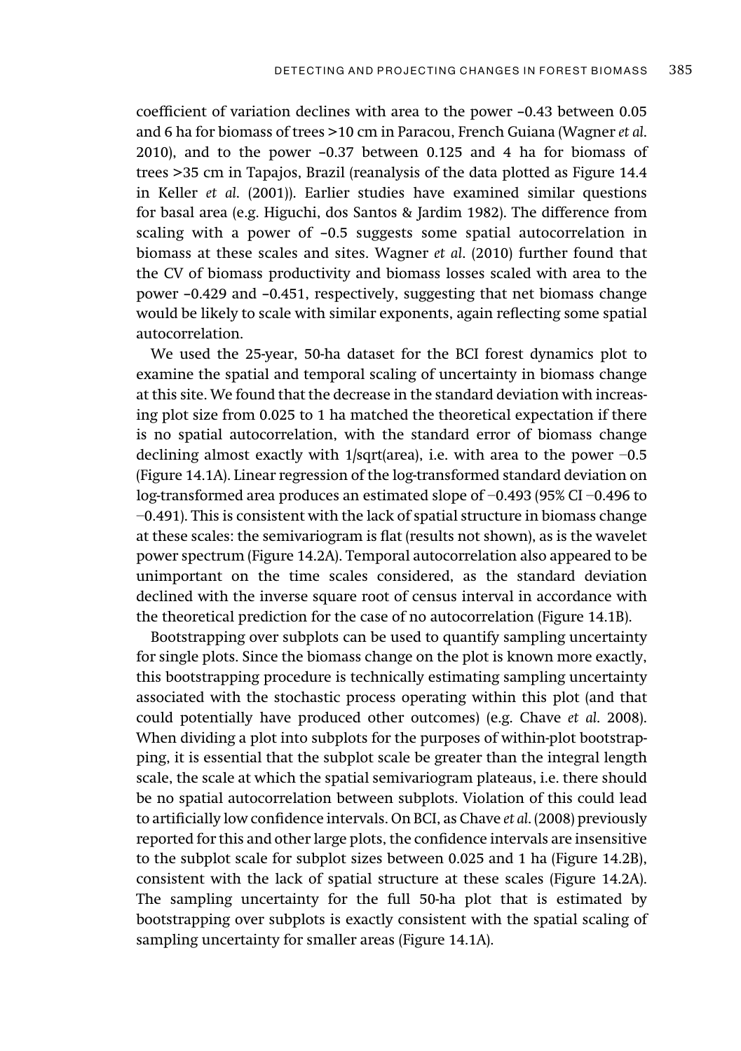coefficient of variation declines with area to the power –0.43 between 0.05 and 6 ha for biomass of trees >10 cm in Paracou, French Guiana (Wagner *et al.* 2010), and to the power –0.37 between 0.125 and 4 ha for biomass of trees >35 cm in Tapajos, Brazil (reanalysis of the data plotted as Figure 14.4 in Keller *et al.* (2001)). Earlier studies have examined similar questions for basal area (e.g. Higuchi, dos Santos & Jardim 1982). The difference from scaling with a power of –0.5 suggests some spatial autocorrelation in biomass at these scales and sites. Wagner *et al.* (2010) further found that the CV of biomass productivity and biomass losses scaled with area to the power –0.429 and –0.451, respectively, suggesting that net biomass change would be likely to scale with similar exponents, again reflecting some spatial autocorrelation.

We used the 25-year, 50-ha dataset for the BCI forest dynamics plot to examine the spatial and temporal scaling of uncertainty in biomass change at this site. We found that the decrease in the standard deviation with increasing plot size from 0.025 to 1 ha matched the theoretical expectation if there is no spatial autocorrelation, with the standard error of biomass change declining almost exactly with 1/sqrt(area), i.e. with area to the power −0.5 (Figure 14.1A). Linear regression of the log-transformed standard deviation on log-transformed area produces an estimated slope of −0.493 (95% CI −0.496 to −0.491). This is consistent with the lack of spatial structure in biomass change at these scales: the semivariogram is flat (results not shown), as is the wavelet power spectrum (Figure 14.2A). Temporal autocorrelation also appeared to be unimportant on the time scales considered, as the standard deviation declined with the inverse square root of census interval in accordance with the theoretical prediction for the case of no autocorrelation (Figure 14.1B).

Bootstrapping over subplots can be used to quantify sampling uncertainty for single plots. Since the biomass change on the plot is known more exactly, this bootstrapping procedure is technically estimating sampling uncertainty associated with the stochastic process operating within this plot (and that could potentially have produced other outcomes) (e.g. Chave *et al.* 2008). When dividing a plot into subplots for the purposes of within-plot bootstrapping, it is essential that the subplot scale be greater than the integral length scale, the scale at which the spatial semivariogram plateaus, i.e. there should be no spatial autocorrelation between subplots. Violation of this could lead to artificially low confidence intervals. On BCI, as Chave *et al.* (2008) previously reported for this and other large plots, the confidence intervals are insensitive to the subplot scale for subplot sizes between 0.025 and 1 ha (Figure 14.2B), consistent with the lack of spatial structure at these scales (Figure 14.2A). The sampling uncertainty for the full 50-ha plot that is estimated by bootstrapping over subplots is exactly consistent with the spatial scaling of sampling uncertainty for smaller areas (Figure 14.1A).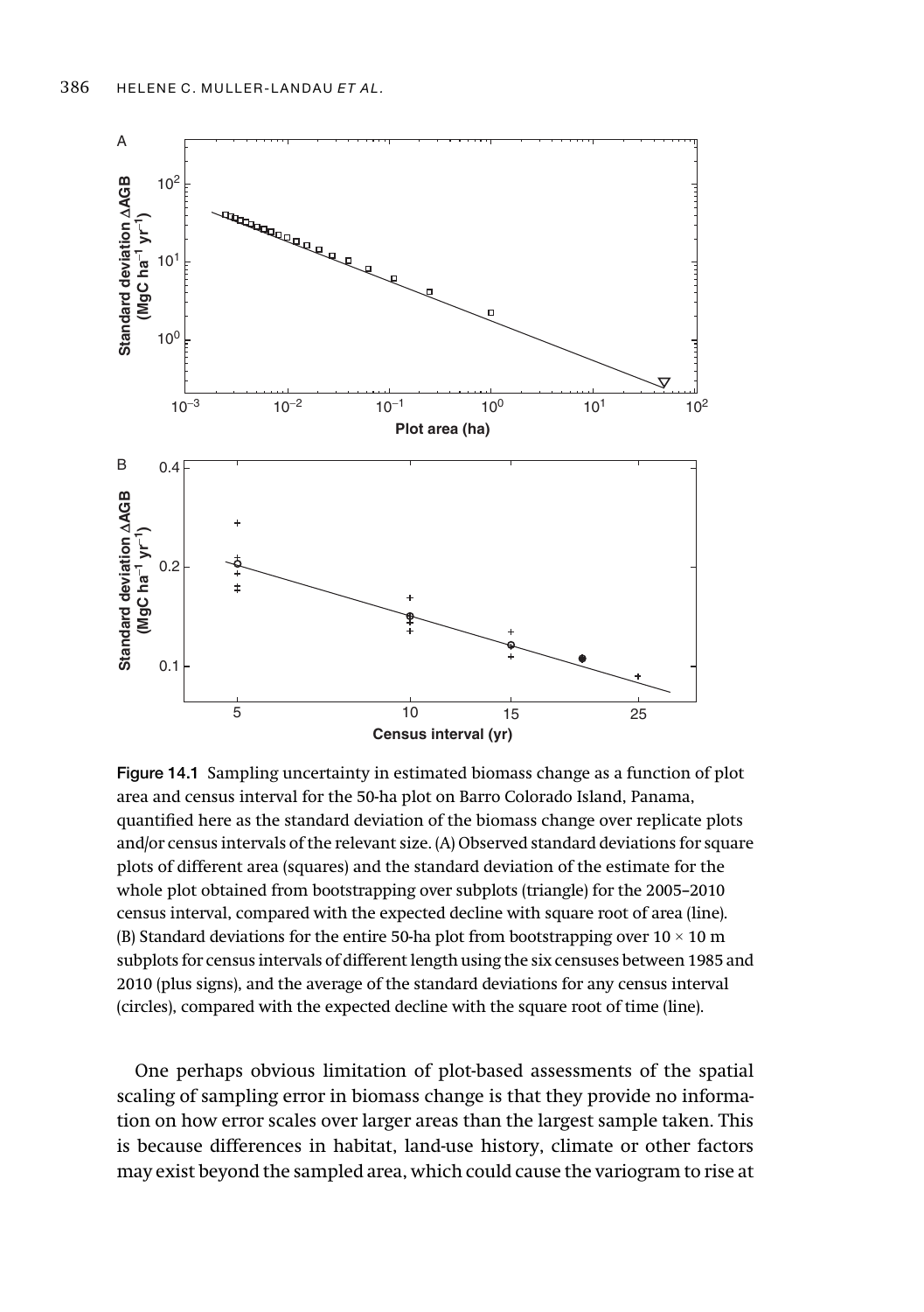Figure 14.1 Sampling uncertainty in estimated biomass change as a function of plot area and census interval for the 50-ha plot on Barro Colorado Island, Panama, quantified here as the standard deviation of the biomass change over replicate plots and/or census intervals of the relevant size. (A) Observed standard deviations for square plots of different area (squares) and the standard deviation of the estimate for the whole plot obtained from bootstrapping over subplots (triangle) for the 2005–2010 census interval, compared with the expected decline with square root of area (line). (B) Standard deviations for the entire 50-ha plot from bootstrapping over $10 \times 10$ m subplots for census intervals of different length using the six censuses between 1985 and 2010 (plus signs), and the average of the standard deviations for any census interval (circles), compared with the expected decline with the square root of time (line).

One perhaps obvious limitation of plot-based assessments of the spatial scaling of sampling error in biomass change is that they provide no information on how error scales over larger areas than the largest sample taken. This is because differences in habitat, land-use history, climate or other factors may exist beyond the sampled area, which could cause the variogram to rise at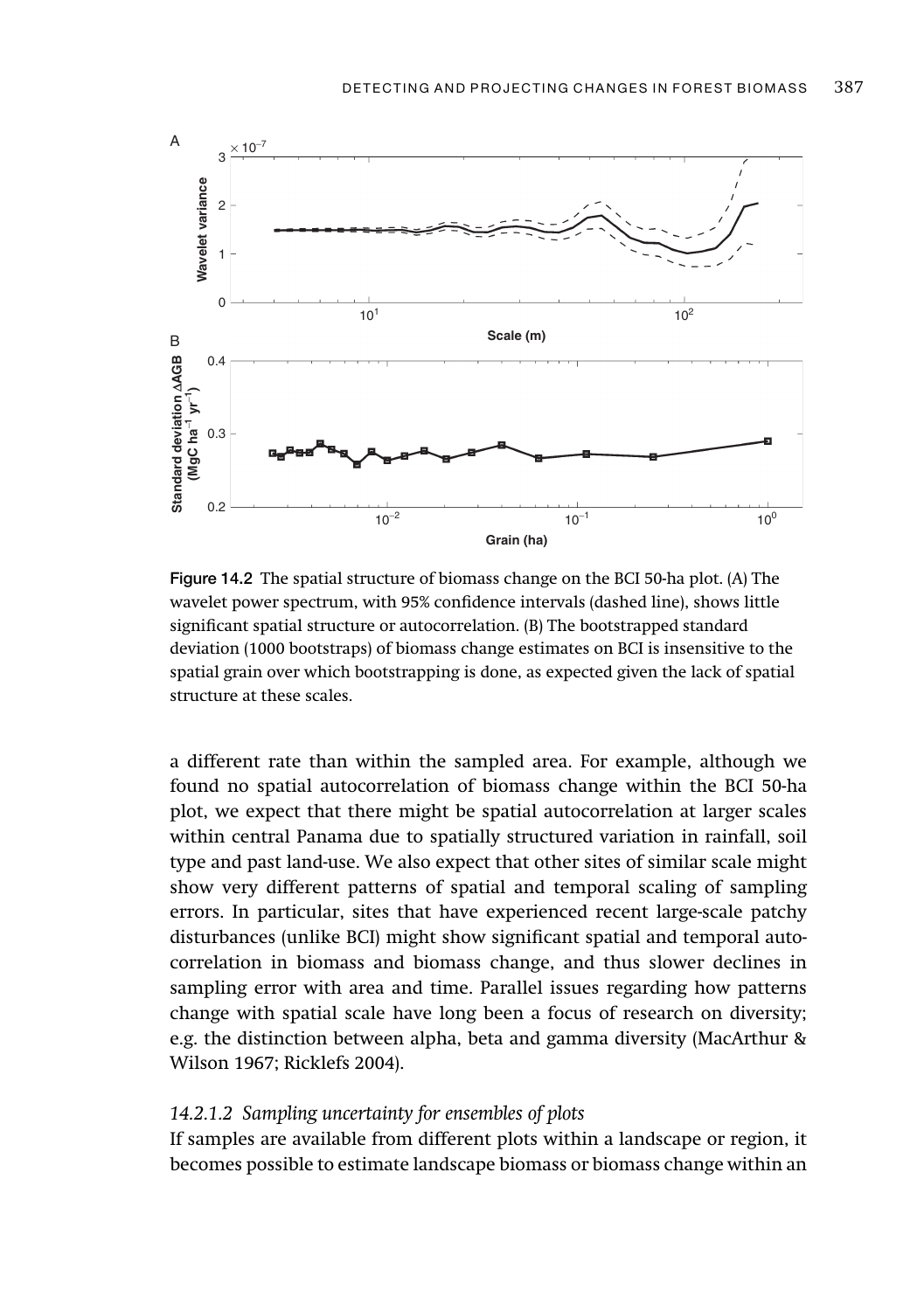Figure 14.2 The spatial structure of biomass change on the BCI 50-ha plot. (A) The wavelet power spectrum, with 95% confidence intervals (dashed line), shows little significant spatial structure or autocorrelation. (B) The bootstrapped standard deviation (1000 bootstraps) of biomass change estimates on BCI is insensitive to the spatial grain over which bootstrapping is done, as expected given the lack of spatial structure at these scales.

a different rate than within the sampled area. For example, although we found no spatial autocorrelation of biomass change within the BCI 50-ha plot, we expect that there might be spatial autocorrelation at larger scales within central Panama due to spatially structured variation in rainfall, soil type and past land-use. We also expect that other sites of similar scale might show very different patterns of spatial and temporal scaling of sampling errors. In particular, sites that have experienced recent large-scale patchy disturbances (unlike BCI) might show significant spatial and temporal autocorrelation in biomass and biomass change, and thus slower declines in sampling error with area and time. Parallel issues regarding how patterns change with spatial scale have long been a focus of research on diversity; e.g. the distinction between alpha, beta and gamma diversity (MacArthur & Wilson 1967; Ricklefs 2004).

### *14.2.1.2 Sampling uncertainty for ensembles of plots*

If samples are available from different plots within a landscape or region, it becomes possible to estimate landscape biomass or biomass change within an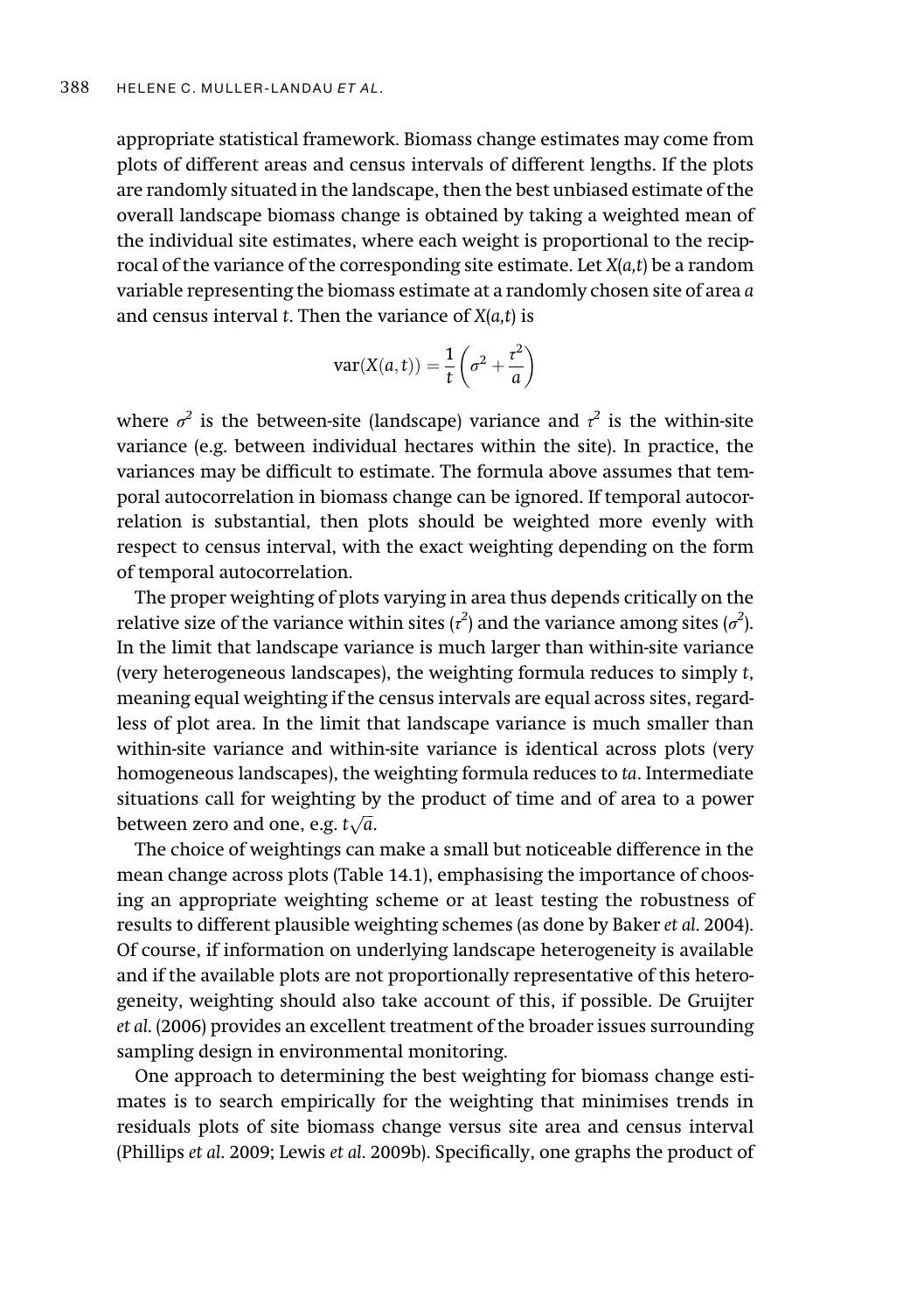appropriate statistical framework. Biomass change estimates may come from plots of different areas and census intervals of different lengths. If the plots are randomly situated in the landscape, then the best unbiased estimate of the overall landscape biomass change is obtained by taking a weighted mean of the individual site estimates, where each weight is proportional to the reciprocal of the variance of the corresponding site estimate. Let $X(a,t)$ be a random variable representing the biomass estimate at a randomly chosen site of area $a$ and census interval $t$. Then the variance of $X(a,t)$ is

$$\mathrm{var}(X(a,t)) = \frac{1}{t}\left(\sigma^2 + \frac{\tau^2}{a}\right)$$

where $\sigma^2$ is the between-site (landscape) variance and $\tau^2$ is the within-site variance (e.g. between individual hectares within the site). In practice, the variances may be difficult to estimate. The formula above assumes that temporal autocorrelation in biomass change can be ignored. If temporal autocorrelation is substantial, then plots should be weighted more evenly with respect to census interval, with the exact weighting depending on the form of temporal autocorrelation.

The proper weighting of plots varying in area thus depends critically on the relative size of the variance within sites ($\tau^2$) and the variance among sites ($\sigma^2$). In the limit that landscape variance is much larger than within-site variance (very heterogeneous landscapes), the weighting formula reduces to simply $t$, meaning equal weighting if the census intervals are equal across sites, regardless of plot area. In the limit that landscape variance is much smaller than within-site variance and within-site variance is identical across plots (very homogeneous landscapes), the weighting formula reduces to $ta$. Intermediate situations call for weighting by the product of time and of area to a power between zero and one, e.g. $t\sqrt{a}$.

The choice of weightings can make a small but noticeable difference in the mean change across plots (Table 14.1), emphasising the importance of choosing an appropriate weighting scheme or at least testing the robustness of results to different plausible weighting schemes (as done by Baker *et al.* 2004). Of course, if information on underlying landscape heterogeneity is available and if the available plots are not proportionally representative of this heterogeneity, weighting should also take account of this, if possible. De Gruijter *et al.* (2006) provides an excellent treatment of the broader issues surrounding sampling design in environmental monitoring.

One approach to determining the best weighting for biomass change estimates is to search empirically for the weighting that minimises trends in residuals plots of site biomass change versus site area and census interval (Phillips *et al.* 2009; Lewis *et al.* 2009b). Specifically, one graphs the product of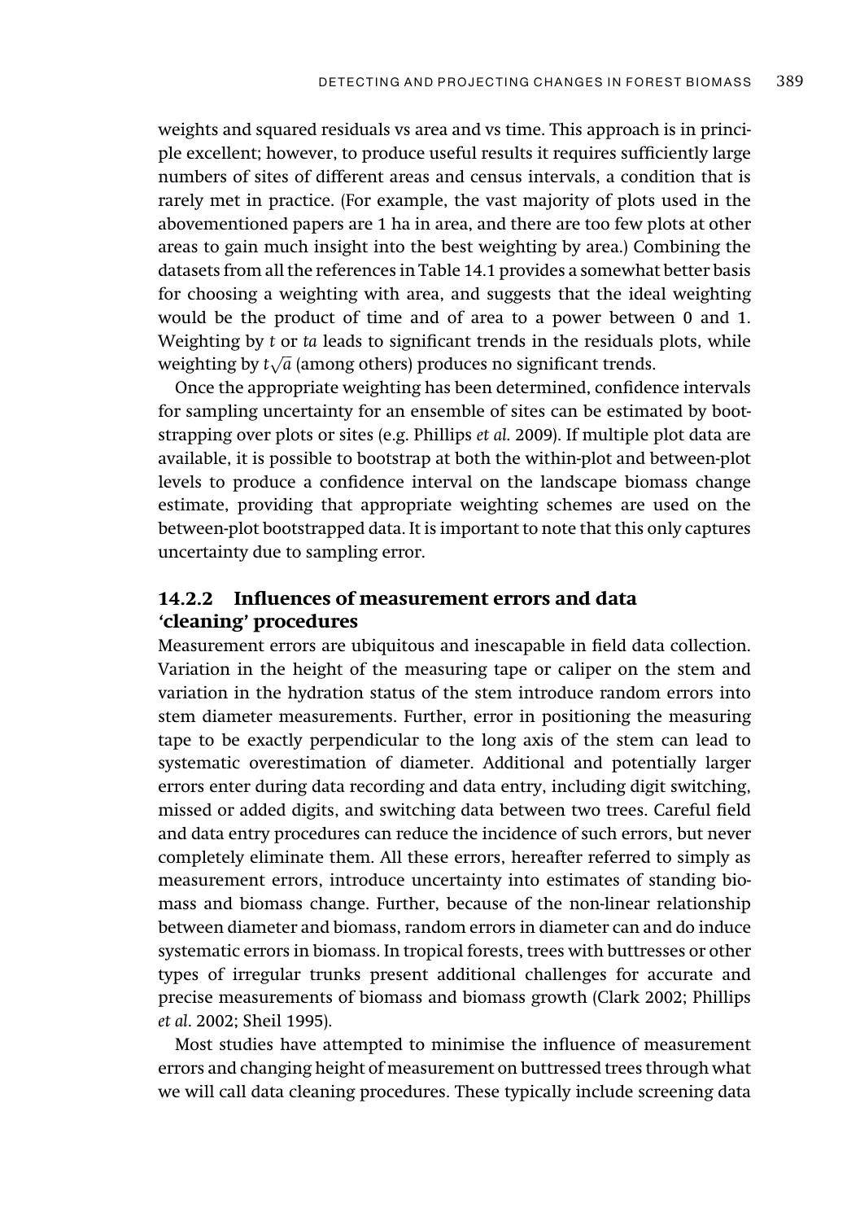weights and squared residuals vs area and vs time. This approach is in principle excellent; however, to produce useful results it requires sufficiently large numbers of sites of different areas and census intervals, a condition that is rarely met in practice. (For example, the vast majority of plots used in the abovementioned papers are 1 ha in area, and there are too few plots at other areas to gain much insight into the best weighting by area.) Combining the datasets from all the references in Table 14.1 provides a somewhat better basis for choosing a weighting with area, and suggests that the ideal weighting would be the product of time and of area to a power between 0 and 1. Weighting by $t$ or $ta$ leads to significant trends in the residuals plots, while weighting by $t\sqrt{a}$ (among others) produces no significant trends.

Once the appropriate weighting has been determined, confidence intervals for sampling uncertainty for an ensemble of sites can be estimated by bootstrapping over plots or sites (e.g. Phillips *et al.* 2009). If multiple plot data are available, it is possible to bootstrap at both the within-plot and between-plot levels to produce a confidence interval on the landscape biomass change estimate, providing that appropriate weighting schemes are used on the between-plot bootstrapped data. It is important to note that this only captures uncertainty due to sampling error.

### 14.2.2 Influences of measurement errors and data 'cleaning' procedures

Measurement errors are ubiquitous and inescapable in field data collection. Variation in the height of the measuring tape or caliper on the stem and variation in the hydration status of the stem introduce random errors into stem diameter measurements. Further, error in positioning the measuring tape to be exactly perpendicular to the long axis of the stem can lead to systematic overestimation of diameter. Additional and potentially larger errors enter during data recording and data entry, including digit switching, missed or added digits, and switching data between two trees. Careful field and data entry procedures can reduce the incidence of such errors, but never completely eliminate them. All these errors, hereafter referred to simply as measurement errors, introduce uncertainty into estimates of standing biomass and biomass change. Further, because of the non-linear relationship between diameter and biomass, random errors in diameter can and do induce systematic errors in biomass. In tropical forests, trees with buttresses or other types of irregular trunks present additional challenges for accurate and precise measurements of biomass and biomass growth (Clark 2002; Phillips *et al.* 2002; Sheil 1995).

Most studies have attempted to minimise the influence of measurement errors and changing height of measurement on buttressed trees through what we will call data cleaning procedures. These typically include screening data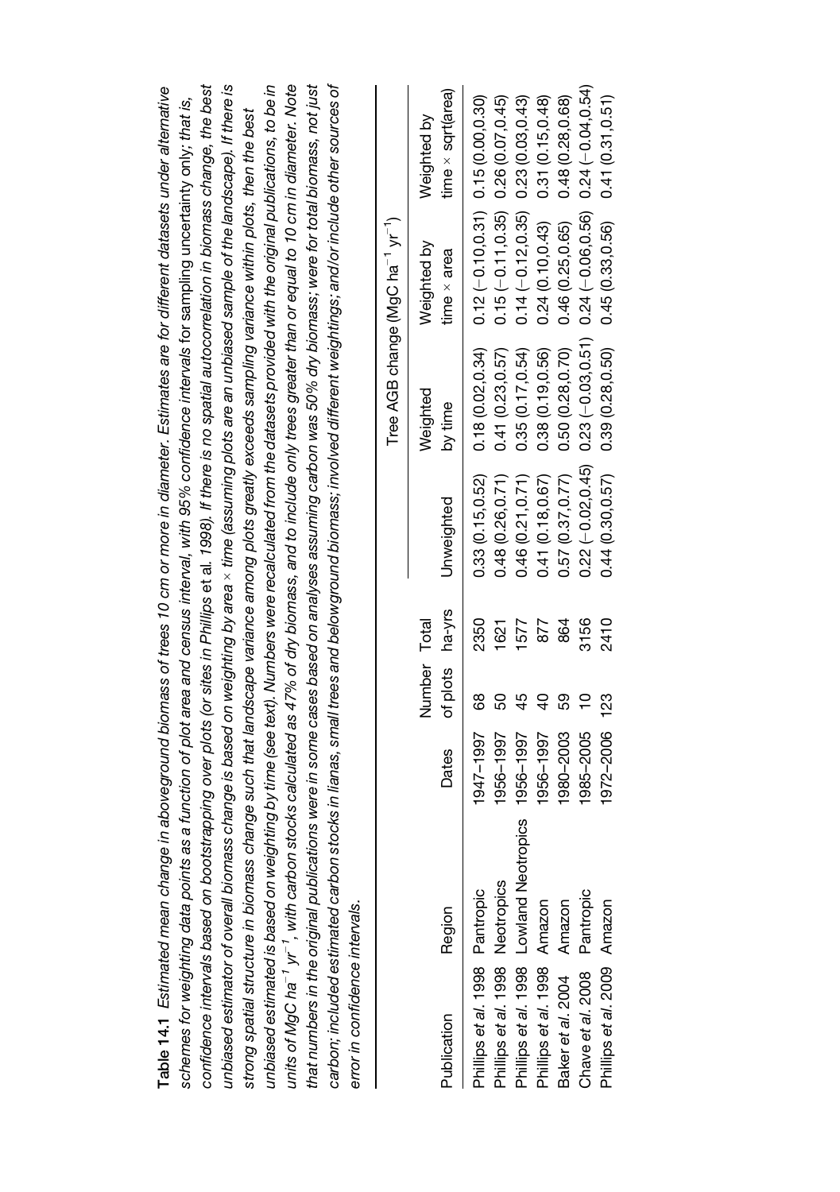**Table 14.1** *Estimated mean change in aboveground biomass of trees 10 cm or more in diameter. Estimates are for different datasets under alternative schemes for weighting data points as a function of plot area and census interval, with 95% confidence intervals for sampling uncertainty only; that is, confidence intervals based on bootstrapping over plots (or sites in* Phillips et al. 1998*). If there is no spatial autocorrelation in biomass change, the best unbiased estimator of overall biomass change is based on weighting by area × time (assuming plots are an unbiased sample of the landscape). If there is strong spatial structure in biomass change such that landscape variance among plots greatly exceeds sampling variance within plots, then the best unbiased estimated is based on weighting by time (see text). Numbers were recalculated from the datasets provided with the original publications, to be in units of MgC ha*$^{-1}$ *yr*$^{-1}$*, with carbon stocks calculated as 47% of dry biomass, and to include only trees greater than or equal to 10 cm in diameter. Note that numbers in the original publications were in some cases based on analyses assuming carbon was 50% dry biomass; were for total biomass, not just carbon; included estimated carbon stocks in lianas, small trees and belowground biomass; involved different weightings; and/or include other sources of error in confidence intervals.*

| Publication | Region | Dates | Number of plots | Total ha-yrs | Tree AGB change (MgC ha$^{-1}$ yr$^{-1}$) | | | |
|---|---|---|---|---|---|---|---|---|
| | | | | | Unweighted | Weighted by time | Weighted by time × area | Weighted by time × sqrt(area) |
| Phillips *et al.* 1998 | Pantropic | 1947–1997 | 68 | 2350 | 0.33 (0.15,0.52) | 0.18 (0.02,0.34) | 0.12 (−0.10,0.31) | 0.15 (0.00,0.30) |
| Phillips *et al.* 1998 | Neotropics | 1956–1997 | 50 | 1621 | 0.48 (0.26,0.71) | 0.41 (0.23,0.57) | 0.15 (−0.11,0.35) | 0.26 (0.07,0.45) |
| Phillips *et al.* 1998 | Lowland Neotropics | 1956–1997 | 45 | 1577 | 0.46 (0.21,0.71) | 0.35 (0.17,0.54) | 0.14 (−0.12,0.35) | 0.23 (0.03,0.43) |
| Phillips *et al.* 1998 | Amazon | 1956–1997 | 40 | 877 | 0.41 (0.18,0.67) | 0.38 (0.19,0.56) | 0.24 (0.10,0.43) | 0.31 (0.15,0.48) |
| Baker *et al.* 2004 | Amazon | 1980–2003 | 59 | 864 | 0.57 (0.37,0.77) | 0.50 (0.28,0.70) | 0.46 (0.25,0.65) | 0.48 (0.28,0.68) |
| Chave *et al.* 2008 | Pantropic | 1985–2005 | 10 | 3156 | 0.22 (−0.02,0.45) | 0.23 (−0.03,0.51) | 0.24 (−0.06,0.56) | 0.24 (−0.04,0.54) |
| Phillips *et al.* 2009 | Amazon | 1972–2006 | 123 | 2410 | 0.44 (0.30,0.57) | 0.39 (0.28,0.50) | 0.45 (0.33,0.56) | 0.41 (0.31,0.51) |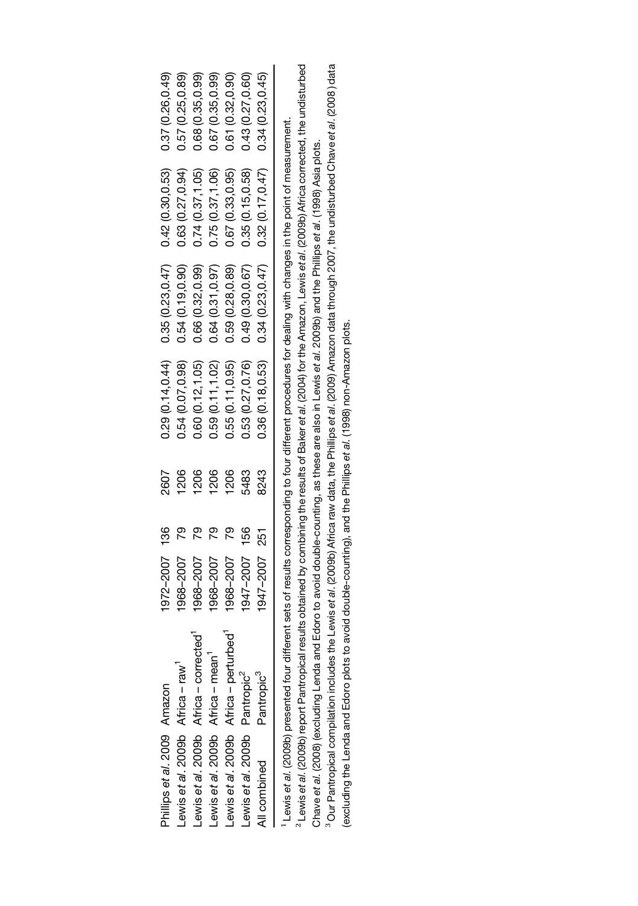| | | | | | | | | |
|---|---|---|---|---|---|---|---|---|
| Phillips *et al.* 2009 | Amazon | 1972–2007 | 136 | 2607 | 0.29 (0.14,0.44) | 0.35 (0.23,0.47) | 0.42 (0.30,0.53) | 0.37 (0.26,0.49) |
| Lewis *et al.* 2009b | Africa – raw[1] | 1968–2007 | 79 | 1206 | 0.54 (0.07,0.98) | 0.54 (0.19,0.90) | 0.63 (0.27,0.94) | 0.57 (0.25,0.89) |
| Lewis *et al.* 2009b | Africa – corrected[1] | 1968–2007 | 79 | 1206 | 0.60 (0.12,1.05) | 0.66 (0.32,0.99) | 0.74 (0.37,1.05) | 0.68 (0.35,0.99) |
| Lewis *et al.* 2009b | Africa – mean[1] | 1968–2007 | 79 | 1206 | 0.59 (0.11,1.02) | 0.64 (0.31,0.97) | 0.75 (0.37,1.06) | 0.67 (0.35,0.99) |
| Lewis *et al.* 2009b | Africa – perturbed[1] | 1968–2007 | 79 | 1206 | 0.55 (0.11,0.95) | 0.59 (0.28,0.89) | 0.67 (0.33,0.95) | 0.61 (0.32,0.90) |
| Lewis *et al.* 2009b | Pantropic[2] | 1947–2007 | 156 | 5483 | 0.53 (0.27,0.76) | 0.49 (0.30,0.67) | 0.35 (0.15,0.58) | 0.43 (0.27,0.60) |
| All combined | Pantropic[3] | 1947–2007 | 251 | 8243 | 0.36 (0.18,0.53) | 0.34 (0.23,0.47) | 0.32 (0.17,0.47) | 0.34 (0.23,0.45) |

[1] Lewis *et al.* (2009b) presented four different sets of results corresponding to four different procedures for dealing with changes in the point of measurement.

[2] Lewis *et al.* (2009b) report Pantropical results obtained by combining the results of Baker *et al.* (2004) for the Amazon, Lewis *et al.* (2009b) Africa corrected, the undisturbed Chave *et al.* (2008) (excluding Lenda and Edoro to avoid double-counting, as these are also in Lewis *et al.* 2009b) and the Phillips *et al.* (1998) Asia plots.

[3] Our Pantropical compilation includes the Lewis *et al.* (2009b) Africa raw data, the Phillips *et al.* (2009) Amazon data through 2007, the undisturbed Chave *et al.* (2008) data (excluding the Lenda and Edoro plots to avoid double-counting), and the Phillips *et al.* (1998) non-Amazon plots.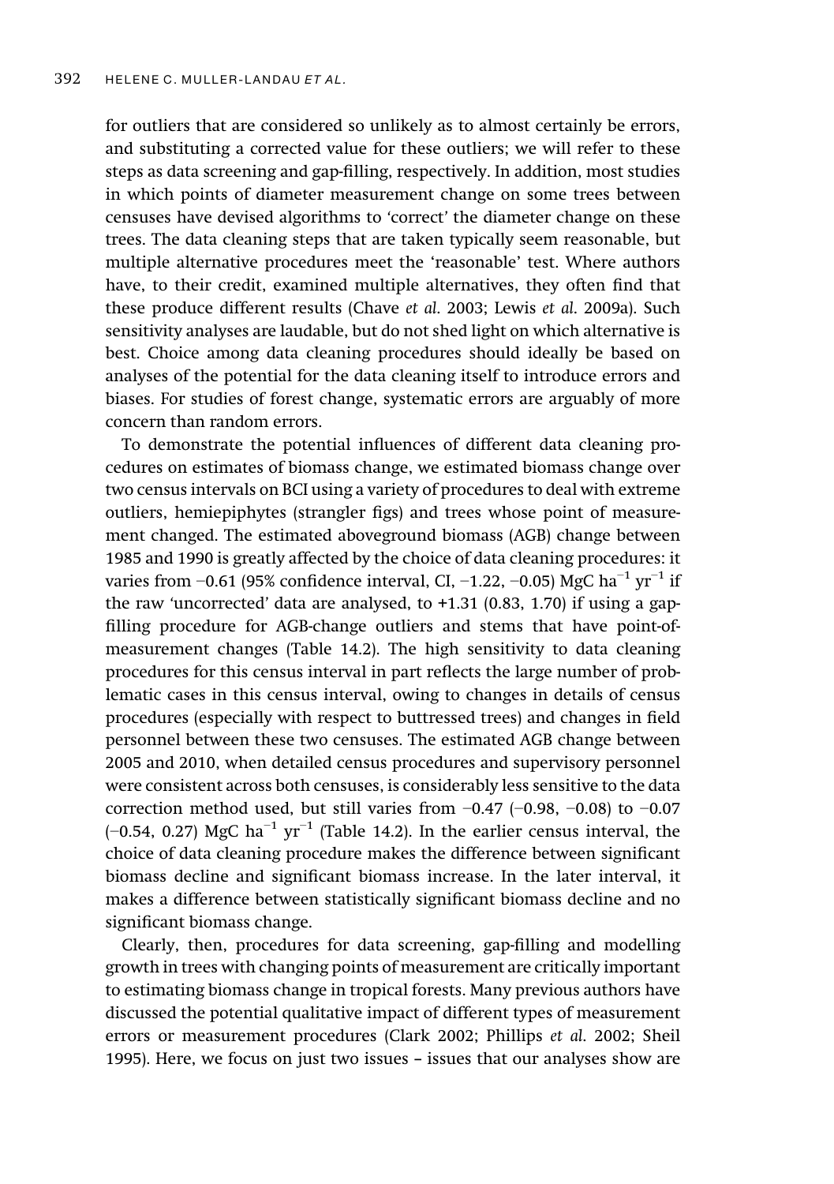for outliers that are considered so unlikely as to almost certainly be errors, and substituting a corrected value for these outliers; we will refer to these steps as data screening and gap-filling, respectively. In addition, most studies in which points of diameter measurement change on some trees between censuses have devised algorithms to 'correct' the diameter change on these trees. The data cleaning steps that are taken typically seem reasonable, but multiple alternative procedures meet the 'reasonable' test. Where authors have, to their credit, examined multiple alternatives, they often find that these produce different results (Chave *et al.* 2003; Lewis *et al.* 2009a). Such sensitivity analyses are laudable, but do not shed light on which alternative is best. Choice among data cleaning procedures should ideally be based on analyses of the potential for the data cleaning itself to introduce errors and biases. For studies of forest change, systematic errors are arguably of more concern than random errors.

To demonstrate the potential influences of different data cleaning procedures on estimates of biomass change, we estimated biomass change over two census intervals on BCI using a variety of procedures to deal with extreme outliers, hemiepiphytes (strangler figs) and trees whose point of measurement changed. The estimated aboveground biomass (AGB) change between 1985 and 1990 is greatly affected by the choice of data cleaning procedures: it varies from −0.61 (95% confidence interval, CI, −1.22, −0.05) MgC $ha^{-1}$ $yr^{-1}$ if the raw 'uncorrected' data are analysed, to +1.31 (0.83, 1.70) if using a gap-filling procedure for AGB-change outliers and stems that have point-of-measurement changes (Table 14.2). The high sensitivity to data cleaning procedures for this census interval in part reflects the large number of problematic cases in this census interval, owing to changes in details of census procedures (especially with respect to buttressed trees) and changes in field personnel between these two censuses. The estimated AGB change between 2005 and 2010, when detailed census procedures and supervisory personnel were consistent across both censuses, is considerably less sensitive to the data correction method used, but still varies from −0.47 (−0.98, −0.08) to −0.07 (−0.54, 0.27) MgC $ha^{-1}$ $yr^{-1}$ (Table 14.2). In the earlier census interval, the choice of data cleaning procedure makes the difference between significant biomass decline and significant biomass increase. In the later interval, it makes a difference between statistically significant biomass decline and no significant biomass change.

Clearly, then, procedures for data screening, gap-filling and modelling growth in trees with changing points of measurement are critically important to estimating biomass change in tropical forests. Many previous authors have discussed the potential qualitative impact of different types of measurement errors or measurement procedures (Clark 2002; Phillips *et al.* 2002; Sheil 1995). Here, we focus on just two issues – issues that our analyses show are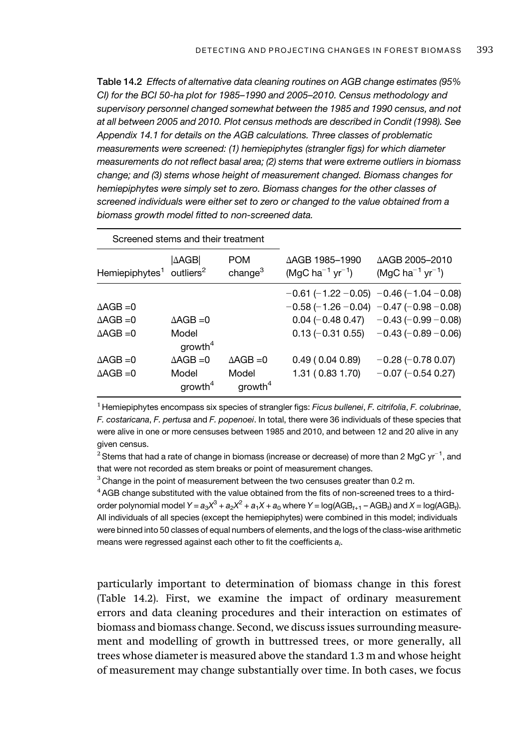**Table 14.2** *Effects of alternative data cleaning routines on AGB change estimates (95% CI) for the BCI 50-ha plot for 1985–1990 and 2005–2010. Census methodology and supervisory personnel changed somewhat between the 1985 and 1990 census, and not at all between 2005 and 2010. Plot census methods are described in Condit (1998). See Appendix 14.1 for details on the AGB calculations. Three classes of problematic measurements were screened: (1) hemiepiphytes (strangler figs) for which diameter measurements do not reflect basal area; (2) stems that were extreme outliers in biomass change; and (3) stems whose height of measurement changed. Biomass changes for hemiepiphytes were simply set to zero. Biomass changes for the other classes of screened individuals were either set to zero or changed to the value obtained from a biomass growth model fitted to non-screened data.*

| Screened stems and their treatment | | | | |
|---|---|---|---|---|
| Hemiepiphytes[1] | \|ΔAGB\| outliers[2] | POM change[3] | ΔAGB 1985–1990 ($MgC\ ha^{-1}\ yr^{-1}$) | ΔAGB 2005–2010 ($MgC\ ha^{-1}\ yr^{-1}$) |
| | | | −0.61 (−1.22 −0.05) | −0.46 (−1.04 −0.08) |
| ΔAGB =0 | | | −0.58 (−1.26 −0.04) | −0.47 (−0.98 −0.08) |
| ΔAGB =0 | ΔAGB =0 | | 0.04 (−0.48 0.47) | −0.43 (−0.99 −0.08) |
| ΔAGB =0 | Model growth[4] | | 0.13 (−0.31 0.55) | −0.43 (−0.89 −0.06) |
| ΔAGB =0 | ΔAGB =0 | ΔAGB =0 | 0.49 ( 0.04 0.89) | −0.28 (−0.78 0.07) |
| ΔAGB =0 | Model growth[4] | Model growth[4] | 1.31 ( 0.83 1.70) | −0.07 (−0.54 0.27) |

[1] Hemiepiphytes encompass six species of strangler figs: *Ficus bullenei*, *F. citrifolia*, *F. colubrinae*, *F. costaricana*, *F. pertusa* and *F. popenoei*. In total, there were 36 individuals of these species that were alive in one or more censuses between 1985 and 2010, and between 12 and 20 alive in any given census.

[2] Stems that had a rate of change in biomass (increase or decrease) of more than 2 $MgC\ yr^{-1}$, and that were not recorded as stem breaks or point of measurement changes.

[3] Change in the point of measurement between the two censuses greater than 0.2 m.

[4] AGB change substituted with the value obtained from the fits of non-screened trees to a third-order polynomial model $Y = a_3X^3 + a_2X^2 + a_1X + a_0$ where $Y = \log(AGB_{t+1} - AGB_t)$ and $X = \log(AGB_t)$. All individuals of all species (except the hemiepiphytes) were combined in this model; individuals were binned into 50 classes of equal numbers of elements, and the logs of the class-wise arithmetic means were regressed against each other to fit the coefficients $a_i$.

particularly important to determination of biomass change in this forest (Table 14.2). First, we examine the impact of ordinary measurement errors and data cleaning procedures and their interaction on estimates of biomass and biomass change. Second, we discuss issues surrounding measurement and modelling of growth in buttressed trees, or more generally, all trees whose diameter is measured above the standard 1.3 m and whose height of measurement may change substantially over time. In both cases, we focus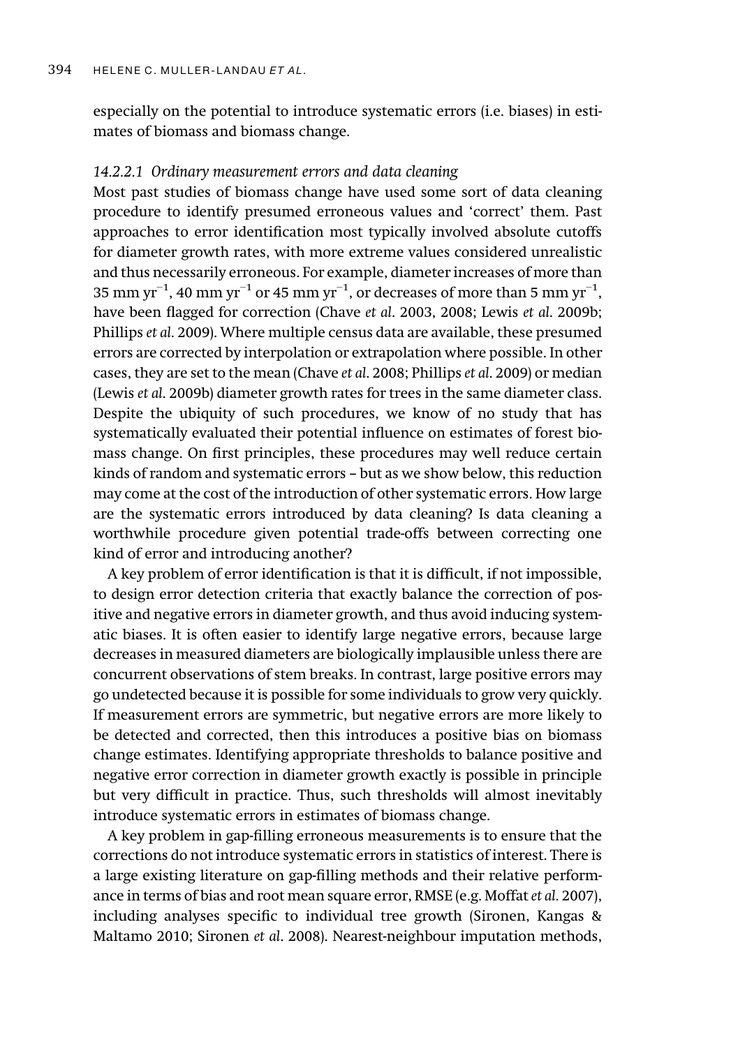especially on the potential to introduce systematic errors (i.e. biases) in estimates of biomass and biomass change.

#### *14.2.2.1 Ordinary measurement errors and data cleaning*

Most past studies of biomass change have used some sort of data cleaning procedure to identify presumed erroneous values and 'correct' them. Past approaches to error identification most typically involved absolute cutoffs for diameter growth rates, with more extreme values considered unrealistic and thus necessarily erroneous. For example, diameter increases of more than 35 mm $yr^{-1}$, 40 mm $yr^{-1}$ or 45 mm $yr^{-1}$, or decreases of more than 5 mm $yr^{-1}$, have been flagged for correction (Chave *et al.* 2003, 2008; Lewis *et al.* 2009b; Phillips *et al.* 2009). Where multiple census data are available, these presumed errors are corrected by interpolation or extrapolation where possible. In other cases, they are set to the mean (Chave *et al.* 2008; Phillips *et al.* 2009) or median (Lewis *et al.* 2009b) diameter growth rates for trees in the same diameter class. Despite the ubiquity of such procedures, we know of no study that has systematically evaluated their potential influence on estimates of forest biomass change. On first principles, these procedures may well reduce certain kinds of random and systematic errors – but as we show below, this reduction may come at the cost of the introduction of other systematic errors. How large are the systematic errors introduced by data cleaning? Is data cleaning a worthwhile procedure given potential trade-offs between correcting one kind of error and introducing another?

A key problem of error identification is that it is difficult, if not impossible, to design error detection criteria that exactly balance the correction of positive and negative errors in diameter growth, and thus avoid inducing systematic biases. It is often easier to identify large negative errors, because large decreases in measured diameters are biologically implausible unless there are concurrent observations of stem breaks. In contrast, large positive errors may go undetected because it is possible for some individuals to grow very quickly. If measurement errors are symmetric, but negative errors are more likely to be detected and corrected, then this introduces a positive bias on biomass change estimates. Identifying appropriate thresholds to balance positive and negative error correction in diameter growth exactly is possible in principle but very difficult in practice. Thus, such thresholds will almost inevitably introduce systematic errors in estimates of biomass change.

A key problem in gap-filling erroneous measurements is to ensure that the corrections do not introduce systematic errors in statistics of interest. There is a large existing literature on gap-filling methods and their relative performance in terms of bias and root mean square error, RMSE (e.g. Moffat *et al.* 2007), including analyses specific to individual tree growth (Sironen, Kangas & Maltamo 2010; Sironen *et al.* 2008). Nearest-neighbour imputation methods,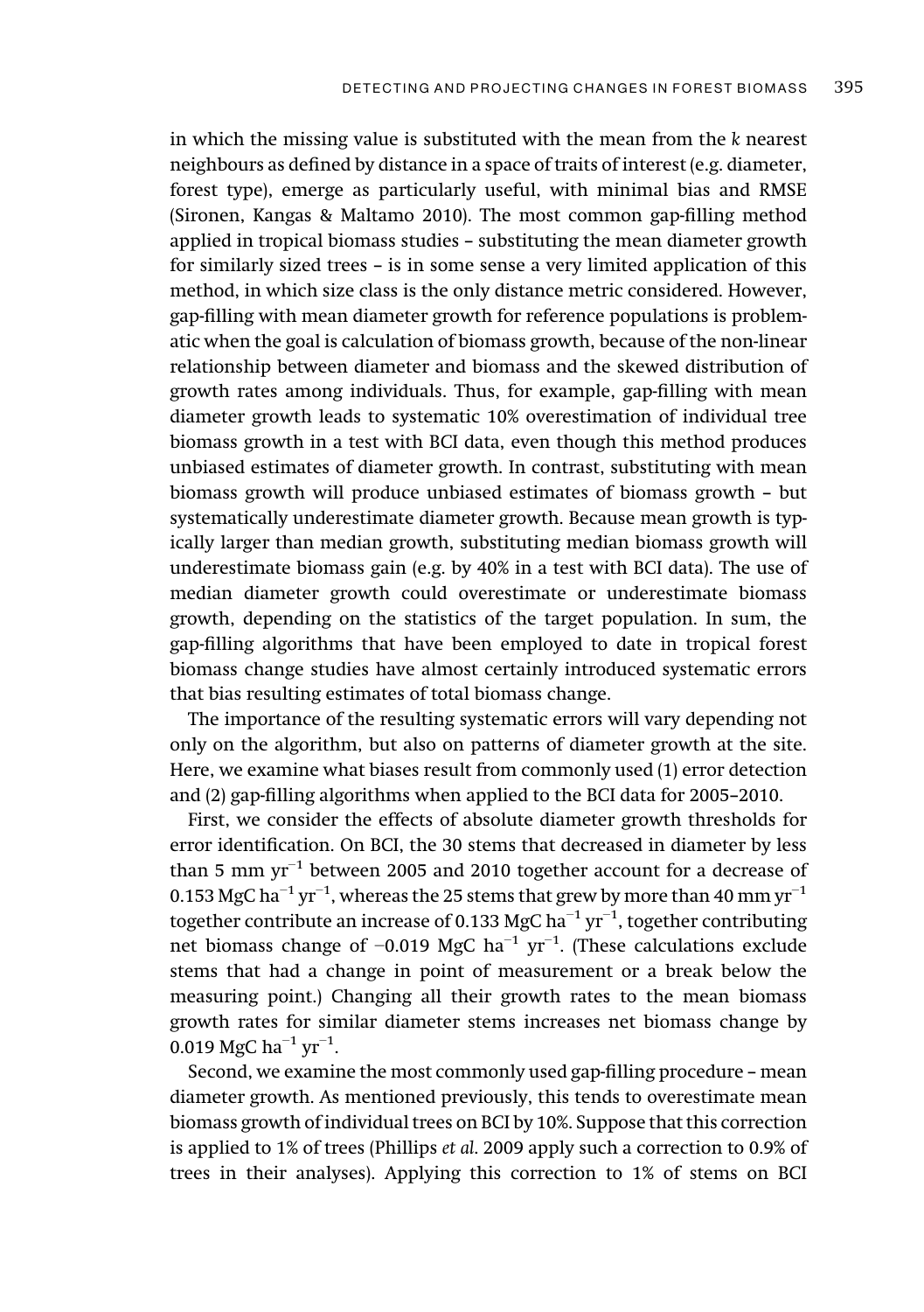in which the missing value is substituted with the mean from the *k* nearest neighbours as defined by distance in a space of traits of interest (e.g. diameter, forest type), emerge as particularly useful, with minimal bias and RMSE (Sironen, Kangas & Maltamo 2010). The most common gap-filling method applied in tropical biomass studies – substituting the mean diameter growth for similarly sized trees – is in some sense a very limited application of this method, in which size class is the only distance metric considered. However, gap-filling with mean diameter growth for reference populations is problematic when the goal is calculation of biomass growth, because of the non-linear relationship between diameter and biomass and the skewed distribution of growth rates among individuals. Thus, for example, gap-filling with mean diameter growth leads to systematic 10% overestimation of individual tree biomass growth in a test with BCI data, even though this method produces unbiased estimates of diameter growth. In contrast, substituting with mean biomass growth will produce unbiased estimates of biomass growth – but systematically underestimate diameter growth. Because mean growth is typically larger than median growth, substituting median biomass growth will underestimate biomass gain (e.g. by 40% in a test with BCI data). The use of median diameter growth could overestimate or underestimate biomass growth, depending on the statistics of the target population. In sum, the gap-filling algorithms that have been employed to date in tropical forest biomass change studies have almost certainly introduced systematic errors that bias resulting estimates of total biomass change.

The importance of the resulting systematic errors will vary depending not only on the algorithm, but also on patterns of diameter growth at the site. Here, we examine what biases result from commonly used (1) error detection and (2) gap-filling algorithms when applied to the BCI data for 2005–2010.

First, we consider the effects of absolute diameter growth thresholds for error identification. On BCI, the 30 stems that decreased in diameter by less than 5 mm $\text{yr}^{-1}$ between 2005 and 2010 together account for a decrease of 0.153 MgC $\text{ha}^{-1}\,\text{yr}^{-1}$, whereas the 25 stems that grew by more than 40 mm $\text{yr}^{-1}$ together contribute an increase of 0.133 MgC $\text{ha}^{-1}\,\text{yr}^{-1}$, together contributing net biomass change of $-0.019$ MgC $\text{ha}^{-1}\,\text{yr}^{-1}$. (These calculations exclude stems that had a change in point of measurement or a break below the measuring point.) Changing all their growth rates to the mean biomass growth rates for similar diameter stems increases net biomass change by 0.019 MgC $\text{ha}^{-1}\,\text{yr}^{-1}$.

Second, we examine the most commonly used gap-filling procedure – mean diameter growth. As mentioned previously, this tends to overestimate mean biomass growth of individual trees on BCI by 10%. Suppose that this correction is applied to 1% of trees (Phillips *et al.* 2009 apply such a correction to 0.9% of trees in their analyses). Applying this correction to 1% of stems on BCI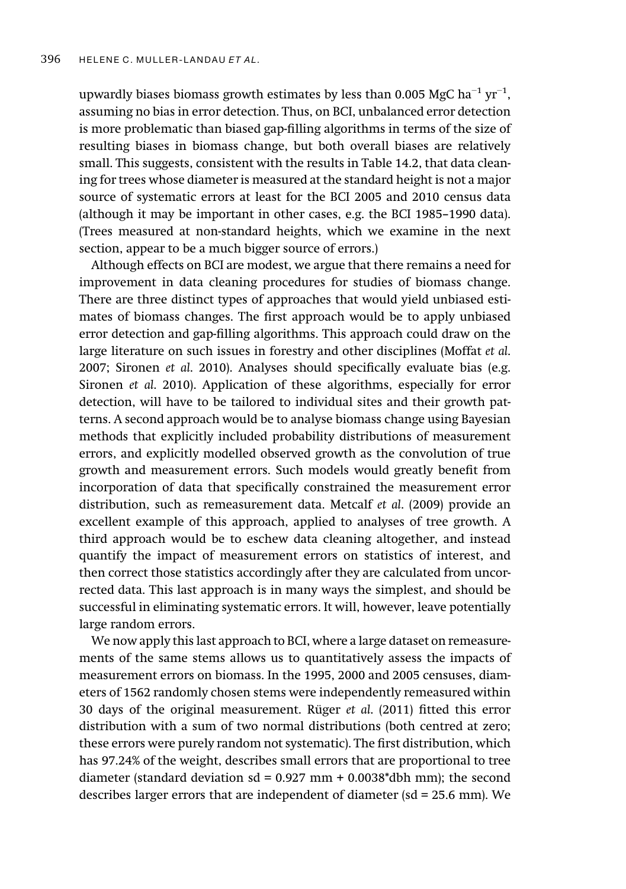upwardly biases biomass growth estimates by less than 0.005 MgC $ha^{-1}$ $yr^{-1}$, assuming no bias in error detection. Thus, on BCI, unbalanced error detection is more problematic than biased gap-filling algorithms in terms of the size of resulting biases in biomass change, but both overall biases are relatively small. This suggests, consistent with the results in Table 14.2, that data cleaning for trees whose diameter is measured at the standard height is not a major source of systematic errors at least for the BCI 2005 and 2010 census data (although it may be important in other cases, e.g. the BCI 1985–1990 data). (Trees measured at non-standard heights, which we examine in the next section, appear to be a much bigger source of errors.)

Although effects on BCI are modest, we argue that there remains a need for improvement in data cleaning procedures for studies of biomass change. There are three distinct types of approaches that would yield unbiased estimates of biomass changes. The first approach would be to apply unbiased error detection and gap-filling algorithms. This approach could draw on the large literature on such issues in forestry and other disciplines (Moffat *et al.* 2007; Sironen *et al.* 2010). Analyses should specifically evaluate bias (e.g. Sironen *et al.* 2010). Application of these algorithms, especially for error detection, will have to be tailored to individual sites and their growth patterns. A second approach would be to analyse biomass change using Bayesian methods that explicitly included probability distributions of measurement errors, and explicitly modelled observed growth as the convolution of true growth and measurement errors. Such models would greatly benefit from incorporation of data that specifically constrained the measurement error distribution, such as remeasurement data. Metcalf *et al.* (2009) provide an excellent example of this approach, applied to analyses of tree growth. A third approach would be to eschew data cleaning altogether, and instead quantify the impact of measurement errors on statistics of interest, and then correct those statistics accordingly after they are calculated from uncorrected data. This last approach is in many ways the simplest, and should be successful in eliminating systematic errors. It will, however, leave potentially large random errors.

We now apply this last approach to BCI, where a large dataset on remeasurements of the same stems allows us to quantitatively assess the impacts of measurement errors on biomass. In the 1995, 2000 and 2005 censuses, diameters of 1562 randomly chosen stems were independently remeasured within 30 days of the original measurement. Rüger *et al.* (2011) fitted this error distribution with a sum of two normal distributions (both centred at zero; these errors were purely random not systematic). The first distribution, which has 97.24% of the weight, describes small errors that are proportional to tree diameter (standard deviation sd = 0.927 mm + 0.0038*dbh mm); the second describes larger errors that are independent of diameter (sd = 25.6 mm). We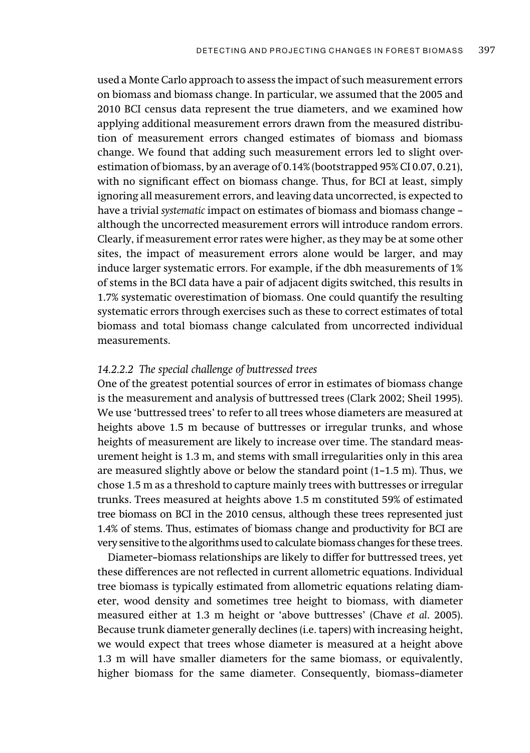used a Monte Carlo approach to assess the impact of such measurement errors on biomass and biomass change. In particular, we assumed that the 2005 and 2010 BCI census data represent the true diameters, and we examined how applying additional measurement errors drawn from the measured distribution of measurement errors changed estimates of biomass and biomass change. We found that adding such measurement errors led to slight overestimation of biomass, by an average of 0.14% (bootstrapped 95% CI 0.07, 0.21), with no significant effect on biomass change. Thus, for BCI at least, simply ignoring all measurement errors, and leaving data uncorrected, is expected to have a trivial *systematic* impact on estimates of biomass and biomass change – although the uncorrected measurement errors will introduce random errors. Clearly, if measurement error rates were higher, as they may be at some other sites, the impact of measurement errors alone would be larger, and may induce larger systematic errors. For example, if the dbh measurements of 1% of stems in the BCI data have a pair of adjacent digits switched, this results in 1.7% systematic overestimation of biomass. One could quantify the resulting systematic errors through exercises such as these to correct estimates of total biomass and total biomass change calculated from uncorrected individual measurements.

#### *14.2.2.2 The special challenge of buttressed trees*

One of the greatest potential sources of error in estimates of biomass change is the measurement and analysis of buttressed trees (Clark 2002; Sheil 1995). We use 'buttressed trees' to refer to all trees whose diameters are measured at heights above 1.5 m because of buttresses or irregular trunks, and whose heights of measurement are likely to increase over time. The standard measurement height is 1.3 m, and stems with small irregularities only in this area are measured slightly above or below the standard point (1–1.5 m). Thus, we chose 1.5 m as a threshold to capture mainly trees with buttresses or irregular trunks. Trees measured at heights above 1.5 m constituted 59% of estimated tree biomass on BCI in the 2010 census, although these trees represented just 1.4% of stems. Thus, estimates of biomass change and productivity for BCI are very sensitive to the algorithms used to calculate biomass changes for these trees.

Diameter–biomass relationships are likely to differ for buttressed trees, yet these differences are not reflected in current allometric equations. Individual tree biomass is typically estimated from allometric equations relating diameter, wood density and sometimes tree height to biomass, with diameter measured either at 1.3 m height or 'above buttresses' (Chave *et al.* 2005). Because trunk diameter generally declines (i.e. tapers) with increasing height, we would expect that trees whose diameter is measured at a height above 1.3 m will have smaller diameters for the same biomass, or equivalently, higher biomass for the same diameter. Consequently, biomass–diameter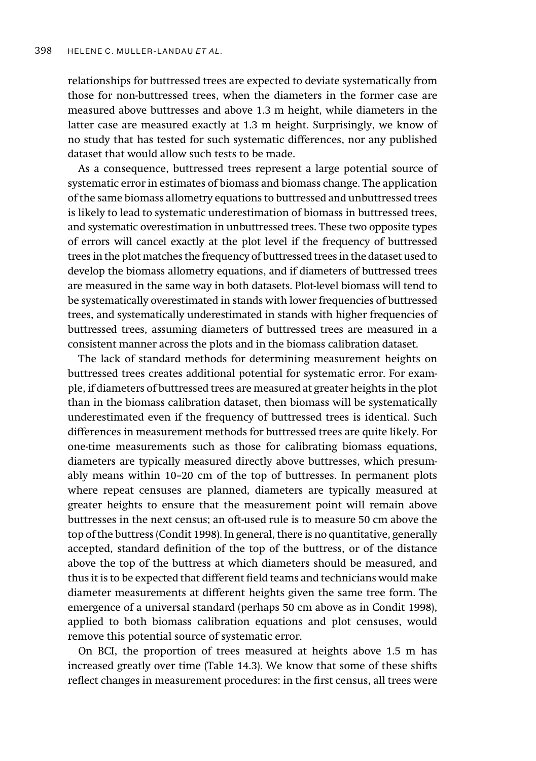relationships for buttressed trees are expected to deviate systematically from those for non-buttressed trees, when the diameters in the former case are measured above buttresses and above 1.3 m height, while diameters in the latter case are measured exactly at 1.3 m height. Surprisingly, we know of no study that has tested for such systematic differences, nor any published dataset that would allow such tests to be made.

As a consequence, buttressed trees represent a large potential source of systematic error in estimates of biomass and biomass change. The application of the same biomass allometry equations to buttressed and unbuttressed trees is likely to lead to systematic underestimation of biomass in buttressed trees, and systematic overestimation in unbuttressed trees. These two opposite types of errors will cancel exactly at the plot level if the frequency of buttressed trees in the plot matches the frequency of buttressed trees in the dataset used to develop the biomass allometry equations, and if diameters of buttressed trees are measured in the same way in both datasets. Plot-level biomass will tend to be systematically overestimated in stands with lower frequencies of buttressed trees, and systematically underestimated in stands with higher frequencies of buttressed trees, assuming diameters of buttressed trees are measured in a consistent manner across the plots and in the biomass calibration dataset.

The lack of standard methods for determining measurement heights on buttressed trees creates additional potential for systematic error. For example, if diameters of buttressed trees are measured at greater heights in the plot than in the biomass calibration dataset, then biomass will be systematically underestimated even if the frequency of buttressed trees is identical. Such differences in measurement methods for buttressed trees are quite likely. For one-time measurements such as those for calibrating biomass equations, diameters are typically measured directly above buttresses, which presumably means within 10–20 cm of the top of buttresses. In permanent plots where repeat censuses are planned, diameters are typically measured at greater heights to ensure that the measurement point will remain above buttresses in the next census; an oft-used rule is to measure 50 cm above the top of the buttress (Condit 1998). In general, there is no quantitative, generally accepted, standard definition of the top of the buttress, or of the distance above the top of the buttress at which diameters should be measured, and thus it is to be expected that different field teams and technicians would make diameter measurements at different heights given the same tree form. The emergence of a universal standard (perhaps 50 cm above as in Condit 1998), applied to both biomass calibration equations and plot censuses, would remove this potential source of systematic error.

On BCI, the proportion of trees measured at heights above 1.5 m has increased greatly over time (Table 14.3). We know that some of these shifts reflect changes in measurement procedures: in the first census, all trees were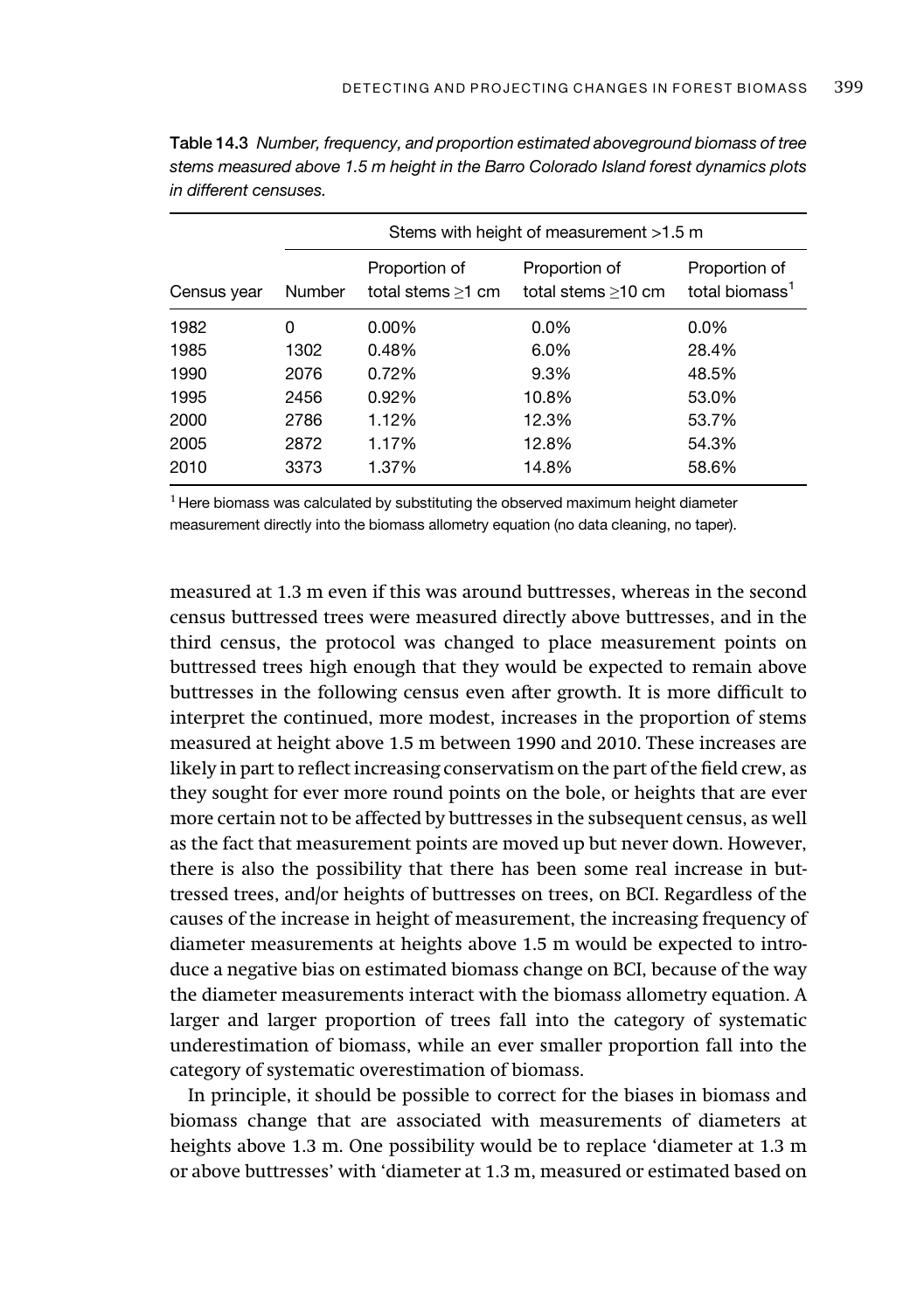**Table 14.3** *Number, frequency, and proportion estimated aboveground biomass of tree stems measured above 1.5 m height in the Barro Colorado Island forest dynamics plots in different censuses.*

| | Stems with height of measurement >1.5 m | | | |
|---|---|---|---|---|
| Census year | Number | Proportion of total stems ≥1 cm | Proportion of total stems ≥10 cm | Proportion of total biomass[1] |
| 1982 | 0 | 0.00% | 0.0% | 0.0% |
| 1985 | 1302 | 0.48% | 6.0% | 28.4% |
| 1990 | 2076 | 0.72% | 9.3% | 48.5% |
| 1995 | 2456 | 0.92% | 10.8% | 53.0% |
| 2000 | 2786 | 1.12% | 12.3% | 53.7% |
| 2005 | 2872 | 1.17% | 12.8% | 54.3% |
| 2010 | 3373 | 1.37% | 14.8% | 58.6% |

[1] Here biomass was calculated by substituting the observed maximum height diameter measurement directly into the biomass allometry equation (no data cleaning, no taper).

measured at 1.3 m even if this was around buttresses, whereas in the second census buttressed trees were measured directly above buttresses, and in the third census, the protocol was changed to place measurement points on buttressed trees high enough that they would be expected to remain above buttresses in the following census even after growth. It is more difficult to interpret the continued, more modest, increases in the proportion of stems measured at height above 1.5 m between 1990 and 2010. These increases are likely in part to reflect increasing conservatism on the part of the field crew, as they sought for ever more round points on the bole, or heights that are ever more certain not to be affected by buttresses in the subsequent census, as well as the fact that measurement points are moved up but never down. However, there is also the possibility that there has been some real increase in buttressed trees, and/or heights of buttresses on trees, on BCI. Regardless of the causes of the increase in height of measurement, the increasing frequency of diameter measurements at heights above 1.5 m would be expected to introduce a negative bias on estimated biomass change on BCI, because of the way the diameter measurements interact with the biomass allometry equation. A larger and larger proportion of trees fall into the category of systematic underestimation of biomass, while an ever smaller proportion fall into the category of systematic overestimation of biomass.

In principle, it should be possible to correct for the biases in biomass and biomass change that are associated with measurements of diameters at heights above 1.3 m. One possibility would be to replace 'diameter at 1.3 m or above buttresses' with 'diameter at 1.3 m, measured or estimated based on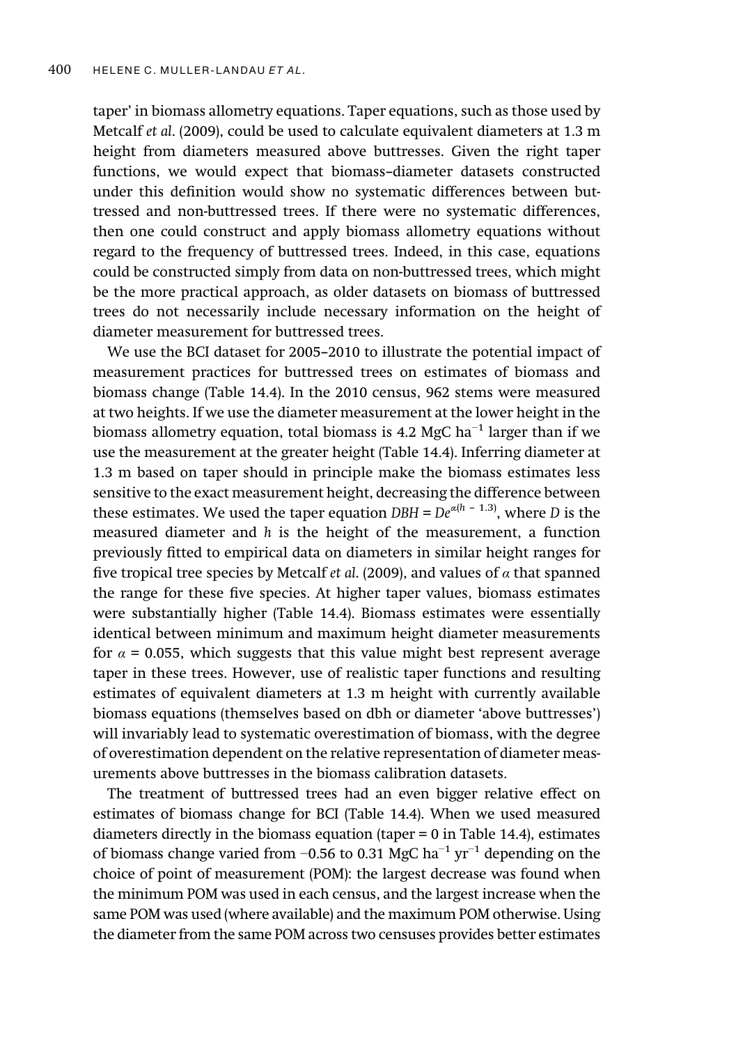taper' in biomass allometry equations. Taper equations, such as those used by Metcalf *et al*. (2009), could be used to calculate equivalent diameters at 1.3 m height from diameters measured above buttresses. Given the right taper functions, we would expect that biomass–diameter datasets constructed under this definition would show no systematic differences between buttressed and non-buttressed trees. If there were no systematic differences, then one could construct and apply biomass allometry equations without regard to the frequency of buttressed trees. Indeed, in this case, equations could be constructed simply from data on non-buttressed trees, which might be the more practical approach, as older datasets on biomass of buttressed trees do not necessarily include necessary information on the height of diameter measurement for buttressed trees.

We use the BCI dataset for 2005–2010 to illustrate the potential impact of measurement practices for buttressed trees on estimates of biomass and biomass change (Table 14.4). In the 2010 census, 962 stems were measured at two heights. If we use the diameter measurement at the lower height in the biomass allometry equation, total biomass is 4.2 MgC $ha^{-1}$ larger than if we use the measurement at the greater height (Table 14.4). Inferring diameter at 1.3 m based on taper should in principle make the biomass estimates less sensitive to the exact measurement height, decreasing the difference between these estimates. We used the taper equation $DBH = De^{\alpha(h - 1.3)}$, where $D$ is the measured diameter and $h$ is the height of the measurement, a function previously fitted to empirical data on diameters in similar height ranges for five tropical tree species by Metcalf *et al*. (2009), and values of $\alpha$ that spanned the range for these five species. At higher taper values, biomass estimates were substantially higher (Table 14.4). Biomass estimates were essentially identical between minimum and maximum height diameter measurements for $\alpha = 0.055$, which suggests that this value might best represent average taper in these trees. However, use of realistic taper functions and resulting estimates of equivalent diameters at 1.3 m height with currently available biomass equations (themselves based on dbh or diameter 'above buttresses') will invariably lead to systematic overestimation of biomass, with the degree of overestimation dependent on the relative representation of diameter measurements above buttresses in the biomass calibration datasets.

The treatment of buttressed trees had an even bigger relative effect on estimates of biomass change for BCI (Table 14.4). When we used measured diameters directly in the biomass equation (taper = 0 in Table 14.4), estimates of biomass change varied from −0.56 to 0.31 MgC $ha^{-1}$ $yr^{-1}$ depending on the choice of point of measurement (POM): the largest decrease was found when the minimum POM was used in each census, and the largest increase when the same POM was used (where available) and the maximum POM otherwise. Using the diameter from the same POM across two censuses provides better estimates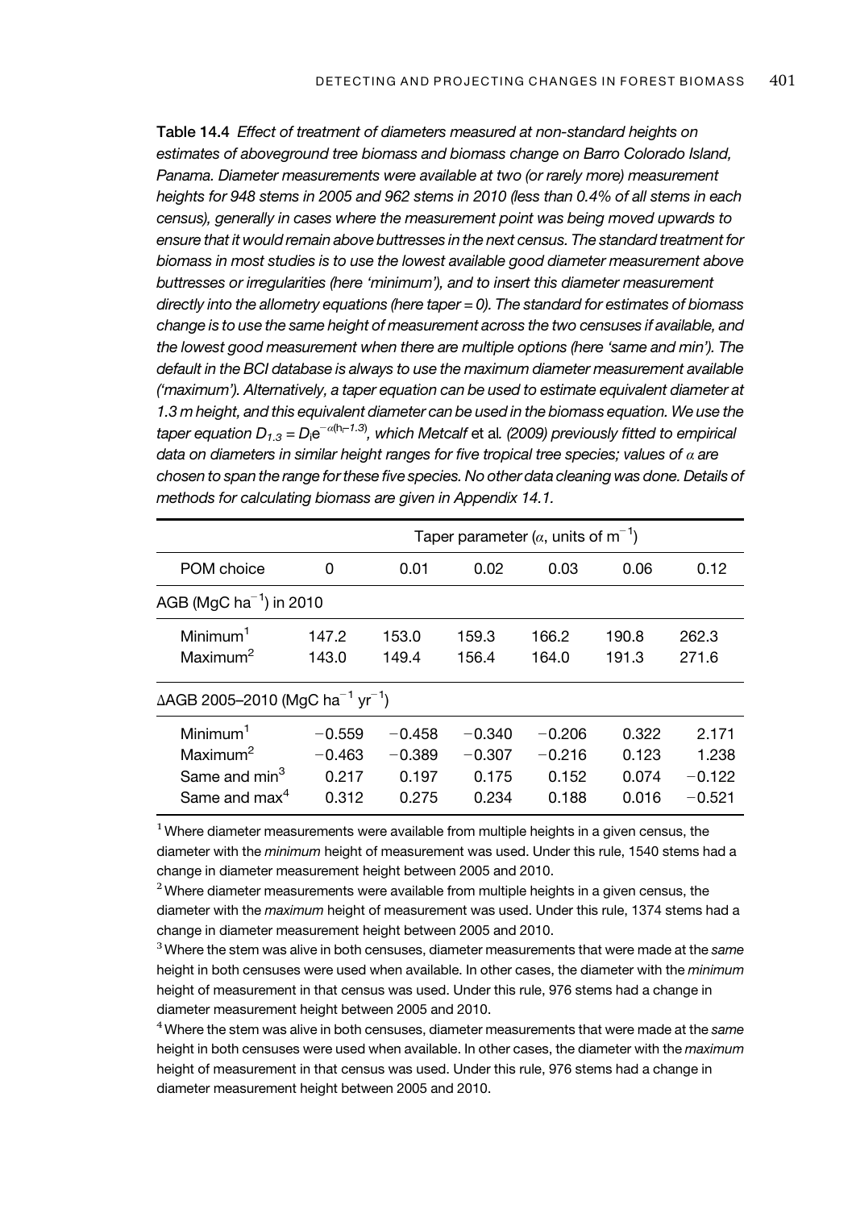**Table 14.4** *Effect of treatment of diameters measured at non-standard heights on estimates of aboveground tree biomass and biomass change on Barro Colorado Island, Panama. Diameter measurements were available at two (or rarely more) measurement heights for 948 stems in 2005 and 962 stems in 2010 (less than 0.4% of all stems in each census), generally in cases where the measurement point was being moved upwards to ensure that it would remain above buttresses in the next census. The standard treatment for biomass in most studies is to use the lowest available good diameter measurement above buttresses or irregularities (here 'minimum'), and to insert this diameter measurement directly into the allometry equations (here taper = 0). The standard for estimates of biomass change is to use the same height of measurement across the two censuses if available, and the lowest good measurement when there are multiple options (here 'same and min'). The default in the BCI database is always to use the maximum diameter measurement available ('maximum'). Alternatively, a taper equation can be used to estimate equivalent diameter at 1.3 m height, and this equivalent diameter can be used in the biomass equation. We use the taper equation* $D_{1.3} = D_i e^{-\alpha(h_i - 1.3)}$*, which Metcalf* et al. *(2009) previously fitted to empirical data on diameters in similar height ranges for five tropical tree species; values of* $\alpha$ *are chosen to span the range for these five species. No other data cleaning was done. Details of methods for calculating biomass are given in Appendix 14.1.*

| | Taper parameter ($\alpha$, units of $m^{-1}$) | | | | | |
|---|---|---|---|---|---|---|
| POM choice | 0 | 0.01 | 0.02 | 0.03 | 0.06 | 0.12 |
| AGB ($MgC\ ha^{-1}$) in 2010 | | | | | | |
| Minimum[1] | 147.2 | 153.0 | 159.3 | 166.2 | 190.8 | 262.3 |
| Maximum[2] | 143.0 | 149.4 | 156.4 | 164.0 | 191.3 | 271.6 |
| ΔAGB 2005–2010 ($MgC\ ha^{-1}\ yr^{-1}$) | | | | | | |
| Minimum[1] | −0.559 | −0.458 | −0.340 | −0.206 | 0.322 | 2.171 |
| Maximum[2] | −0.463 | −0.389 | −0.307 | −0.216 | 0.123 | 1.238 |
| Same and min[3] | 0.217 | 0.197 | 0.175 | 0.152 | 0.074 | −0.122 |
| Same and max[4] | 0.312 | 0.275 | 0.234 | 0.188 | 0.016 | −0.521 |

[1] Where diameter measurements were available from multiple heights in a given census, the diameter with the *minimum* height of measurement was used. Under this rule, 1540 stems had a change in diameter measurement height between 2005 and 2010.

[2] Where diameter measurements were available from multiple heights in a given census, the diameter with the *maximum* height of measurement was used. Under this rule, 1374 stems had a change in diameter measurement height between 2005 and 2010.

[3] Where the stem was alive in both censuses, diameter measurements that were made at the *same* height in both censuses were used when available. In other cases, the diameter with the *minimum* height of measurement in that census was used. Under this rule, 976 stems had a change in diameter measurement height between 2005 and 2010.

[4] Where the stem was alive in both censuses, diameter measurements that were made at the *same* height in both censuses were used when available. In other cases, the diameter with the *maximum* height of measurement in that census was used. Under this rule, 976 stems had a change in diameter measurement height between 2005 and 2010.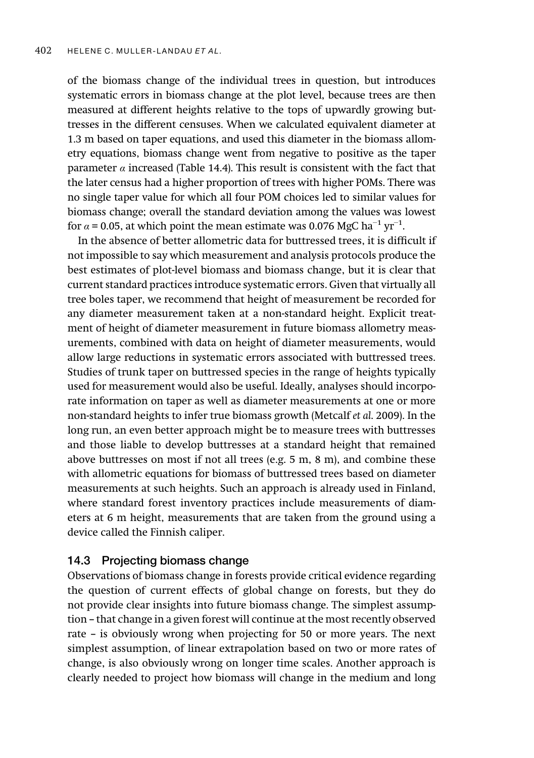of the biomass change of the individual trees in question, but introduces systematic errors in biomass change at the plot level, because trees are then measured at different heights relative to the tops of upwardly growing buttresses in the different censuses. When we calculated equivalent diameter at 1.3 m based on taper equations, and used this diameter in the biomass allometry equations, biomass change went from negative to positive as the taper parameter $\alpha$ increased (Table 14.4). This result is consistent with the fact that the later census had a higher proportion of trees with higher POMs. There was no single taper value for which all four POM choices led to similar values for biomass change; overall the standard deviation among the values was lowest for $\alpha = 0.05$, at which point the mean estimate was 0.076 MgC ha$^{-1}$ yr$^{-1}$.

In the absence of better allometric data for buttressed trees, it is difficult if not impossible to say which measurement and analysis protocols produce the best estimates of plot-level biomass and biomass change, but it is clear that current standard practices introduce systematic errors. Given that virtually all tree boles taper, we recommend that height of measurement be recorded for any diameter measurement taken at a non-standard height. Explicit treatment of height of diameter measurement in future biomass allometry measurements, combined with data on height of diameter measurements, would allow large reductions in systematic errors associated with buttressed trees. Studies of trunk taper on buttressed species in the range of heights typically used for measurement would also be useful. Ideally, analyses should incorporate information on taper as well as diameter measurements at one or more non-standard heights to infer true biomass growth (Metcalf *et al.* 2009). In the long run, an even better approach might be to measure trees with buttresses and those liable to develop buttresses at a standard height that remained above buttresses on most if not all trees (e.g. 5 m, 8 m), and combine these with allometric equations for biomass of buttressed trees based on diameter measurements at such heights. Such an approach is already used in Finland, where standard forest inventory practices include measurements of diameters at 6 m height, measurements that are taken from the ground using a device called the Finnish caliper.

## 14.3 Projecting biomass change

Observations of biomass change in forests provide critical evidence regarding the question of current effects of global change on forests, but they do not provide clear insights into future biomass change. The simplest assumption – that change in a given forest will continue at the most recently observed rate – is obviously wrong when projecting for 50 or more years. The next simplest assumption, of linear extrapolation based on two or more rates of change, is also obviously wrong on longer time scales. Another approach is clearly needed to project how biomass will change in the medium and long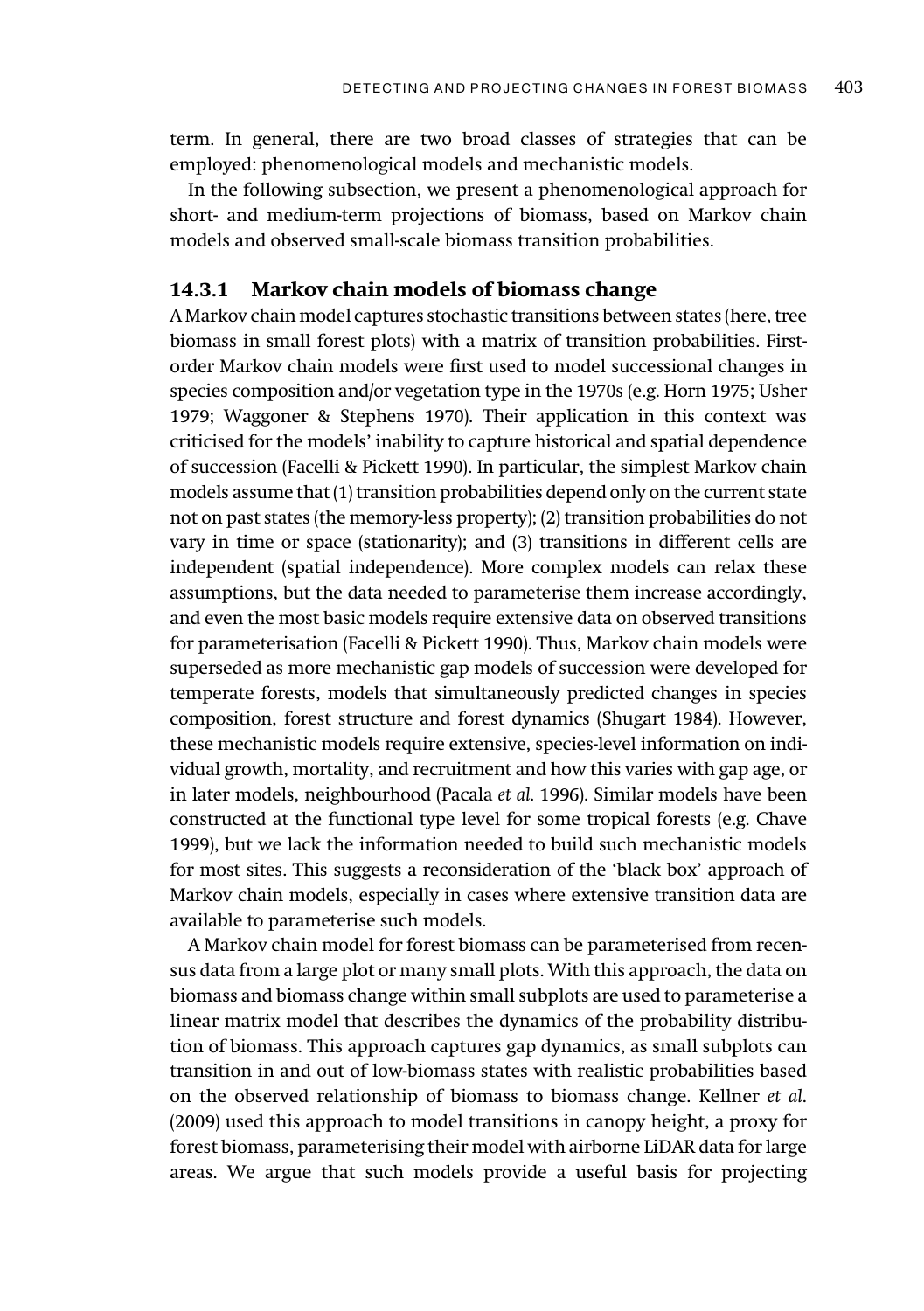term. In general, there are two broad classes of strategies that can be employed: phenomenological models and mechanistic models.

In the following subsection, we present a phenomenological approach for short- and medium-term projections of biomass, based on Markov chain models and observed small-scale biomass transition probabilities.

### 14.3.1 Markov chain models of biomass change

A Markov chain model captures stochastic transitions between states (here, tree biomass in small forest plots) with a matrix of transition probabilities. First-order Markov chain models were first used to model successional changes in species composition and/or vegetation type in the 1970s (e.g. Horn 1975; Usher 1979; Waggoner & Stephens 1970). Their application in this context was criticised for the models' inability to capture historical and spatial dependence of succession (Facelli & Pickett 1990). In particular, the simplest Markov chain models assume that (1) transition probabilities depend only on the current state not on past states (the memory-less property); (2) transition probabilities do not vary in time or space (stationarity); and (3) transitions in different cells are independent (spatial independence). More complex models can relax these assumptions, but the data needed to parameterise them increase accordingly, and even the most basic models require extensive data on observed transitions for parameterisation (Facelli & Pickett 1990). Thus, Markov chain models were superseded as more mechanistic gap models of succession were developed for temperate forests, models that simultaneously predicted changes in species composition, forest structure and forest dynamics (Shugart 1984). However, these mechanistic models require extensive, species-level information on individual growth, mortality, and recruitment and how this varies with gap age, or in later models, neighbourhood (Pacala *et al.* 1996). Similar models have been constructed at the functional type level for some tropical forests (e.g. Chave 1999), but we lack the information needed to build such mechanistic models for most sites. This suggests a reconsideration of the 'black box' approach of Markov chain models, especially in cases where extensive transition data are available to parameterise such models.

A Markov chain model for forest biomass can be parameterised from recensus data from a large plot or many small plots. With this approach, the data on biomass and biomass change within small subplots are used to parameterise a linear matrix model that describes the dynamics of the probability distribution of biomass. This approach captures gap dynamics, as small subplots can transition in and out of low-biomass states with realistic probabilities based on the observed relationship of biomass to biomass change. Kellner *et al.* (2009) used this approach to model transitions in canopy height, a proxy for forest biomass, parameterising their model with airborne LiDAR data for large areas. We argue that such models provide a useful basis for projecting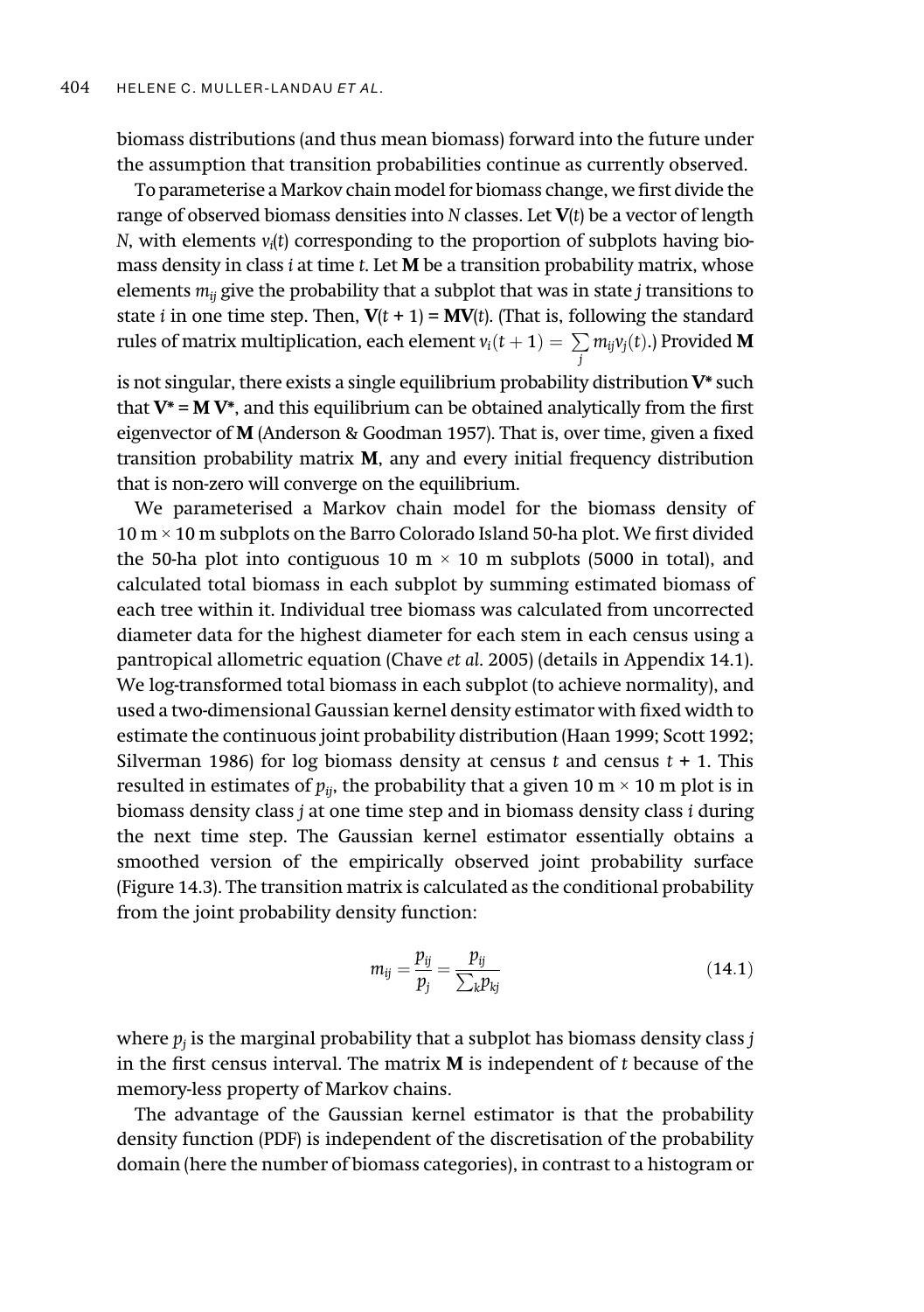biomass distributions (and thus mean biomass) forward into the future under the assumption that transition probabilities continue as currently observed.

To parameterise a Markov chain model for biomass change, we first divide the range of observed biomass densities into $N$ classes. Let $\mathbf{V}(t)$ be a vector of length $N$, with elements $v_i(t)$ corresponding to the proportion of subplots having biomass density in class $i$ at time $t$. Let $\mathbf{M}$ be a transition probability matrix, whose elements $m_{ij}$ give the probability that a subplot that was in state $j$ transitions to state $i$ in one time step. Then, $\mathbf{V}(t + 1) = \mathbf{MV}(t)$. (That is, following the standard rules of matrix multiplication, each element $v_i(t+1) = \sum_j m_{ij} v_j(t)$.) Provided $\mathbf{M}$ is not singular, there exists a single equilibrium probability distribution $\mathbf{V}^*$ such that $\mathbf{V}^* = \mathbf{M}\,\mathbf{V}^*$, and this equilibrium can be obtained analytically from the first eigenvector of $\mathbf{M}$ (Anderson & Goodman 1957). That is, over time, given a fixed transition probability matrix $\mathbf{M}$, any and every initial frequency distribution that is non-zero will converge on the equilibrium.

We parameterised a Markov chain model for the biomass density of 10 m × 10 m subplots on the Barro Colorado Island 50-ha plot. We first divided the 50-ha plot into contiguous 10 m × 10 m subplots (5000 in total), and calculated total biomass in each subplot by summing estimated biomass of each tree within it. Individual tree biomass was calculated from uncorrected diameter data for the highest diameter for each stem in each census using a pantropical allometric equation (Chave *et al.* 2005) (details in Appendix 14.1). We log-transformed total biomass in each subplot (to achieve normality), and used a two-dimensional Gaussian kernel density estimator with fixed width to estimate the continuous joint probability distribution (Haan 1999; Scott 1992; Silverman 1986) for log biomass density at census $t$ and census $t + 1$. This resulted in estimates of $p_{ij}$, the probability that a given 10 m × 10 m plot is in biomass density class $j$ at one time step and in biomass density class $i$ during the next time step. The Gaussian kernel estimator essentially obtains a smoothed version of the empirically observed joint probability surface (Figure 14.3). The transition matrix is calculated as the conditional probability from the joint probability density function:

$$m_{ij} = \frac{p_{ij}}{p_j} = \frac{p_{ij}}{\sum_k p_{kj}} \tag{14.1}$$

where $p_j$ is the marginal probability that a subplot has biomass density class $j$ in the first census interval. The matrix $\mathbf{M}$ is independent of $t$ because of the memory-less property of Markov chains.

The advantage of the Gaussian kernel estimator is that the probability density function (PDF) is independent of the discretisation of the probability domain (here the number of biomass categories), in contrast to a histogram or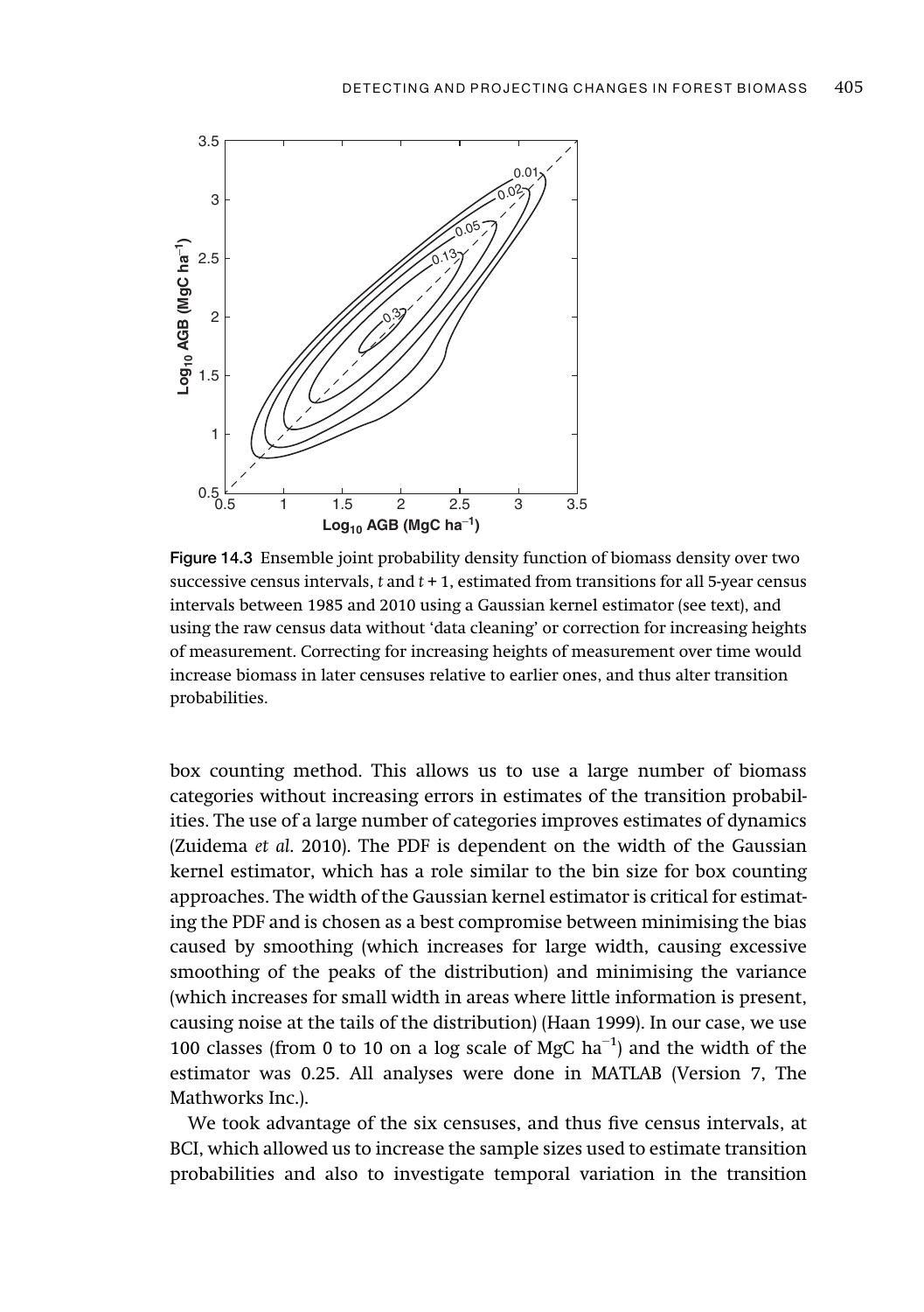Figure 14.3 Ensemble joint probability density function of biomass density over two successive census intervals, $t$ and $t + 1$, estimated from transitions for all 5-year census intervals between 1985 and 2010 using a Gaussian kernel estimator (see text), and using the raw census data without 'data cleaning' or correction for increasing heights of measurement. Correcting for increasing heights of measurement over time would increase biomass in later censuses relative to earlier ones, and thus alter transition probabilities.

box counting method. This allows us to use a large number of biomass categories without increasing errors in estimates of the transition probabilities. The use of a large number of categories improves estimates of dynamics (Zuidema *et al.* 2010). The PDF is dependent on the width of the Gaussian kernel estimator, which has a role similar to the bin size for box counting approaches. The width of the Gaussian kernel estimator is critical for estimating the PDF and is chosen as a best compromise between minimising the bias caused by smoothing (which increases for large width, causing excessive smoothing of the peaks of the distribution) and minimising the variance (which increases for small width in areas where little information is present, causing noise at the tails of the distribution) (Haan 1999). In our case, we use 100 classes (from 0 to 10 on a log scale of MgC $ha^{-1}$) and the width of the estimator was 0.25. All analyses were done in MATLAB (Version 7, The Mathworks Inc.).

We took advantage of the six censuses, and thus five census intervals, at BCI, which allowed us to increase the sample sizes used to estimate transition probabilities and also to investigate temporal variation in the transition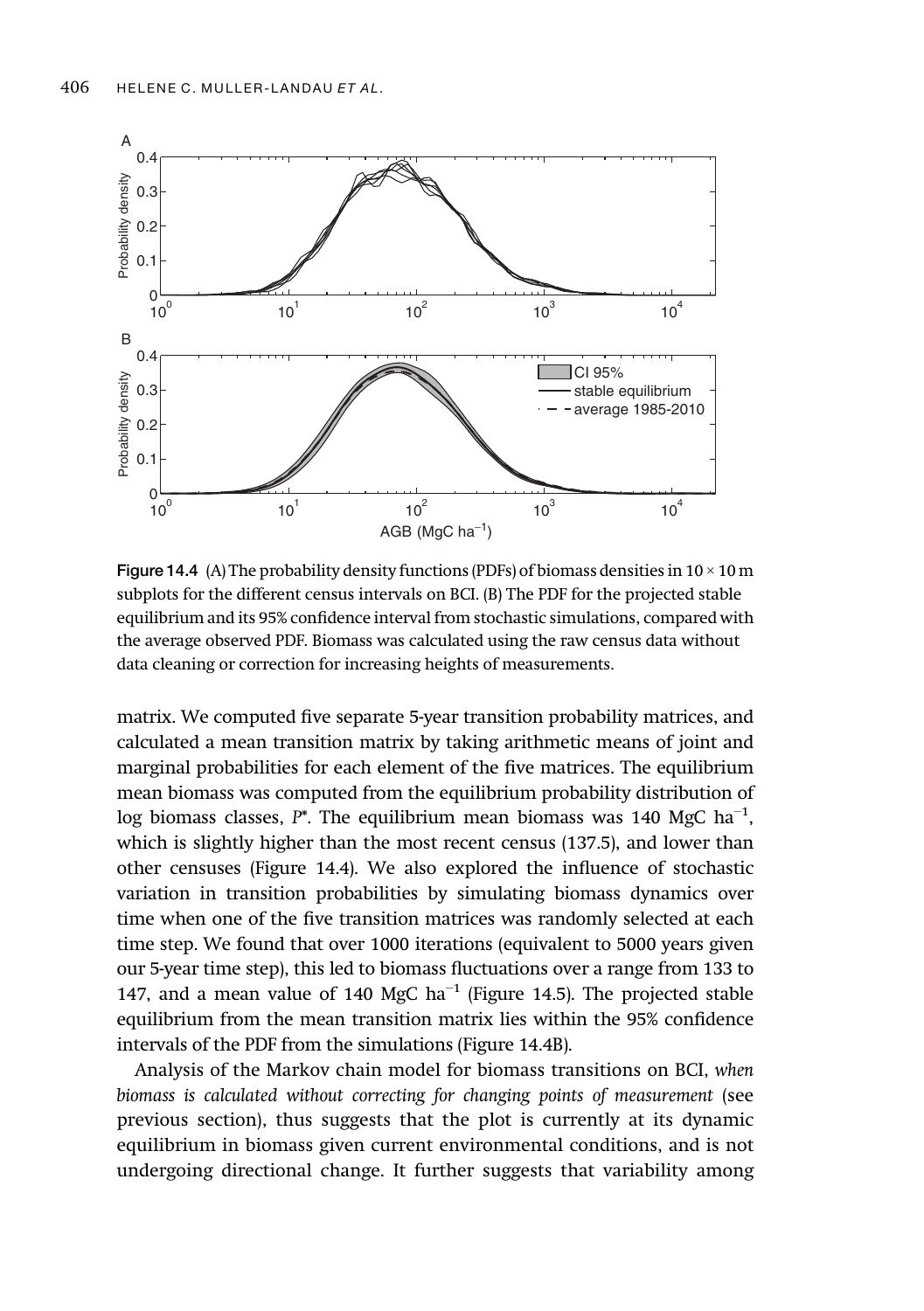Figure 14.4 (A) The probability density functions (PDFs) of biomass densities in 10 × 10 m subplots for the different census intervals on BCI. (B) The PDF for the projected stable equilibrium and its 95% confidence interval from stochastic simulations, compared with the average observed PDF. Biomass was calculated using the raw census data without data cleaning or correction for increasing heights of measurements.

matrix. We computed five separate 5-year transition probability matrices, and calculated a mean transition matrix by taking arithmetic means of joint and marginal probabilities for each element of the five matrices. The equilibrium mean biomass was computed from the equilibrium probability distribution of log biomass classes, $P^*$. The equilibrium mean biomass was 140 MgC ha$^{-1}$, which is slightly higher than the most recent census (137.5), and lower than other censuses (Figure 14.4). We also explored the influence of stochastic variation in transition probabilities by simulating biomass dynamics over time when one of the five transition matrices was randomly selected at each time step. We found that over 1000 iterations (equivalent to 5000 years given our 5-year time step), this led to biomass fluctuations over a range from 133 to 147, and a mean value of 140 MgC ha$^{-1}$ (Figure 14.5). The projected stable equilibrium from the mean transition matrix lies within the 95% confidence intervals of the PDF from the simulations (Figure 14.4B).

Analysis of the Markov chain model for biomass transitions on BCI, *when biomass is calculated without correcting for changing points of measurement* (see previous section), thus suggests that the plot is currently at its dynamic equilibrium in biomass given current environmental conditions, and is not undergoing directional change. It further suggests that variability among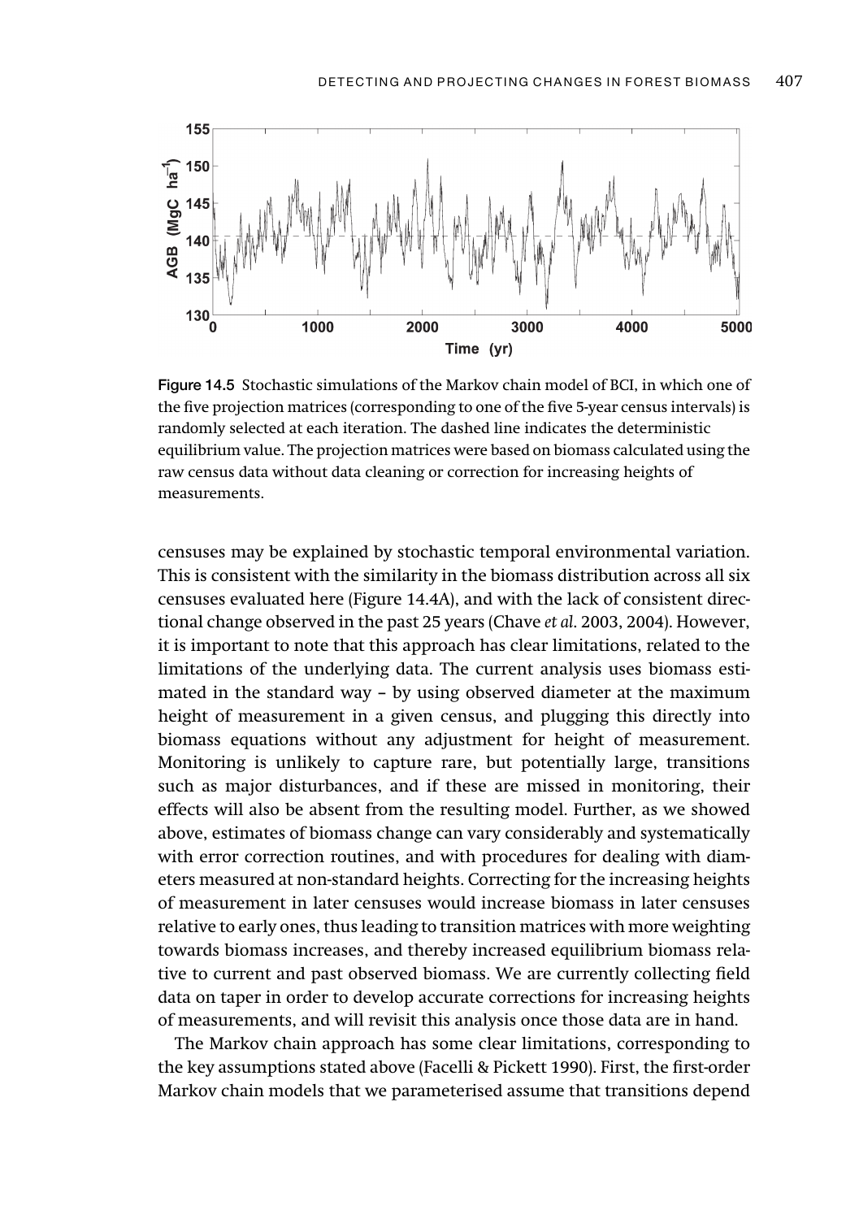**Figure 14.5** Stochastic simulations of the Markov chain model of BCI, in which one of the five projection matrices (corresponding to one of the five 5-year census intervals) is randomly selected at each iteration. The dashed line indicates the deterministic equilibrium value. The projection matrices were based on biomass calculated using the raw census data without data cleaning or correction for increasing heights of measurements.

censuses may be explained by stochastic temporal environmental variation. This is consistent with the similarity in the biomass distribution across all six censuses evaluated here (Figure 14.4A), and with the lack of consistent directional change observed in the past 25 years (Chave *et al.* 2003, 2004). However, it is important to note that this approach has clear limitations, related to the limitations of the underlying data. The current analysis uses biomass estimated in the standard way – by using observed diameter at the maximum height of measurement in a given census, and plugging this directly into biomass equations without any adjustment for height of measurement. Monitoring is unlikely to capture rare, but potentially large, transitions such as major disturbances, and if these are missed in monitoring, their effects will also be absent from the resulting model. Further, as we showed above, estimates of biomass change can vary considerably and systematically with error correction routines, and with procedures for dealing with diameters measured at non-standard heights. Correcting for the increasing heights of measurement in later censuses would increase biomass in later censuses relative to early ones, thus leading to transition matrices with more weighting towards biomass increases, and thereby increased equilibrium biomass relative to current and past observed biomass. We are currently collecting field data on taper in order to develop accurate corrections for increasing heights of measurements, and will revisit this analysis once those data are in hand.

The Markov chain approach has some clear limitations, corresponding to the key assumptions stated above (Facelli & Pickett 1990). First, the first-order Markov chain models that we parameterised assume that transitions depend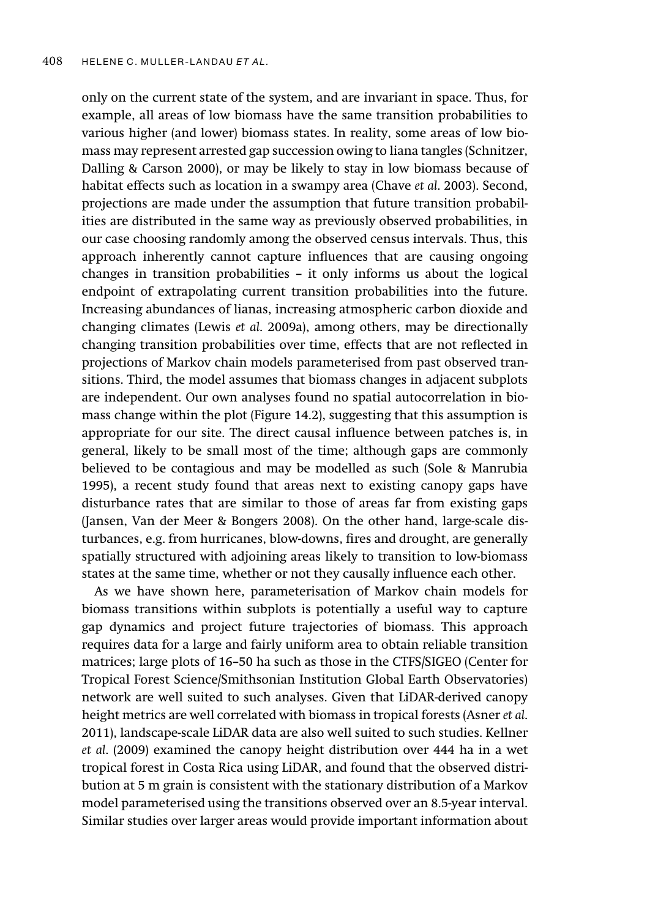only on the current state of the system, and are invariant in space. Thus, for example, all areas of low biomass have the same transition probabilities to various higher (and lower) biomass states. In reality, some areas of low biomass may represent arrested gap succession owing to liana tangles (Schnitzer, Dalling & Carson 2000), or may be likely to stay in low biomass because of habitat effects such as location in a swampy area (Chave *et al.* 2003). Second, projections are made under the assumption that future transition probabilities are distributed in the same way as previously observed probabilities, in our case choosing randomly among the observed census intervals. Thus, this approach inherently cannot capture influences that are causing ongoing changes in transition probabilities – it only informs us about the logical endpoint of extrapolating current transition probabilities into the future. Increasing abundances of lianas, increasing atmospheric carbon dioxide and changing climates (Lewis *et al.* 2009a), among others, may be directionally changing transition probabilities over time, effects that are not reflected in projections of Markov chain models parameterised from past observed transitions. Third, the model assumes that biomass changes in adjacent subplots are independent. Our own analyses found no spatial autocorrelation in biomass change within the plot (Figure 14.2), suggesting that this assumption is appropriate for our site. The direct causal influence between patches is, in general, likely to be small most of the time; although gaps are commonly believed to be contagious and may be modelled as such (Sole & Manrubia 1995), a recent study found that areas next to existing canopy gaps have disturbance rates that are similar to those of areas far from existing gaps (Jansen, Van der Meer & Bongers 2008). On the other hand, large-scale disturbances, e.g. from hurricanes, blow-downs, fires and drought, are generally spatially structured with adjoining areas likely to transition to low-biomass states at the same time, whether or not they causally influence each other.

As we have shown here, parameterisation of Markov chain models for biomass transitions within subplots is potentially a useful way to capture gap dynamics and project future trajectories of biomass. This approach requires data for a large and fairly uniform area to obtain reliable transition matrices; large plots of 16–50 ha such as those in the CTFS/SIGEO (Center for Tropical Forest Science/Smithsonian Institution Global Earth Observatories) network are well suited to such analyses. Given that LiDAR-derived canopy height metrics are well correlated with biomass in tropical forests (Asner *et al.* 2011), landscape-scale LiDAR data are also well suited to such studies. Kellner *et al.* (2009) examined the canopy height distribution over 444 ha in a wet tropical forest in Costa Rica using LiDAR, and found that the observed distribution at 5 m grain is consistent with the stationary distribution of a Markov model parameterised using the transitions observed over an 8.5-year interval. Similar studies over larger areas would provide important information about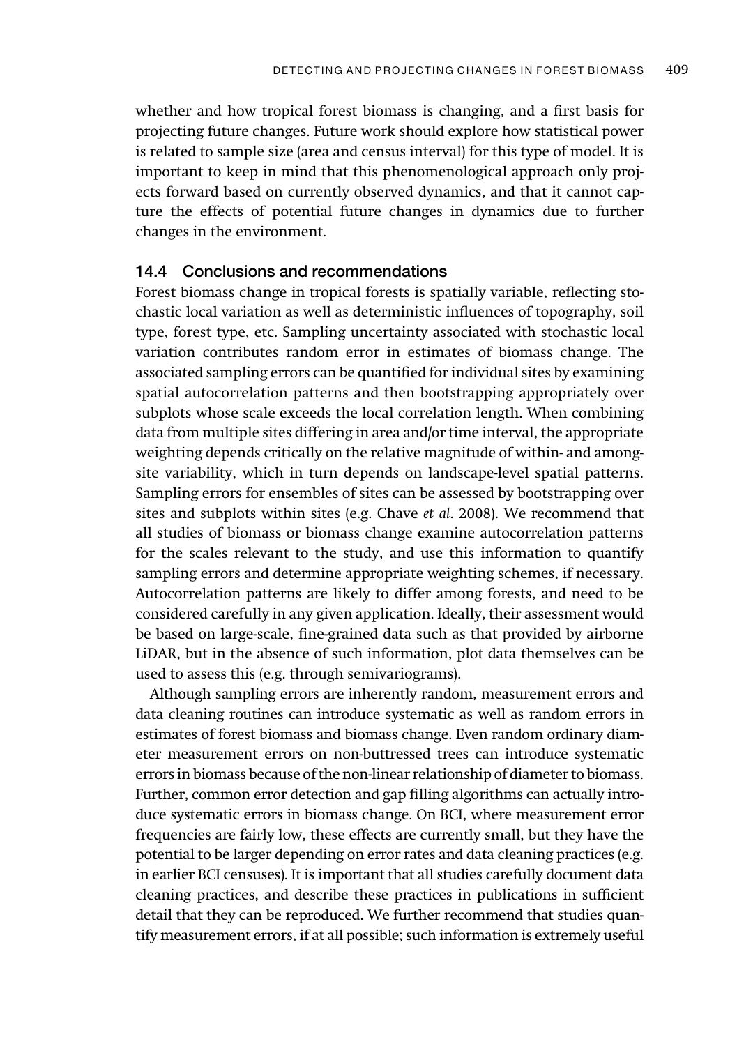whether and how tropical forest biomass is changing, and a first basis for projecting future changes. Future work should explore how statistical power is related to sample size (area and census interval) for this type of model. It is important to keep in mind that this phenomenological approach only projects forward based on currently observed dynamics, and that it cannot capture the effects of potential future changes in dynamics due to further changes in the environment.

## 14.4 Conclusions and recommendations

Forest biomass change in tropical forests is spatially variable, reflecting stochastic local variation as well as deterministic influences of topography, soil type, forest type, etc. Sampling uncertainty associated with stochastic local variation contributes random error in estimates of biomass change. The associated sampling errors can be quantified for individual sites by examining spatial autocorrelation patterns and then bootstrapping appropriately over subplots whose scale exceeds the local correlation length. When combining data from multiple sites differing in area and/or time interval, the appropriate weighting depends critically on the relative magnitude of within- and among-site variability, which in turn depends on landscape-level spatial patterns. Sampling errors for ensembles of sites can be assessed by bootstrapping over sites and subplots within sites (e.g. Chave *et al*. 2008). We recommend that all studies of biomass or biomass change examine autocorrelation patterns for the scales relevant to the study, and use this information to quantify sampling errors and determine appropriate weighting schemes, if necessary. Autocorrelation patterns are likely to differ among forests, and need to be considered carefully in any given application. Ideally, their assessment would be based on large-scale, fine-grained data such as that provided by airborne LiDAR, but in the absence of such information, plot data themselves can be used to assess this (e.g. through semivariograms).

Although sampling errors are inherently random, measurement errors and data cleaning routines can introduce systematic as well as random errors in estimates of forest biomass and biomass change. Even random ordinary diameter measurement errors on non-buttressed trees can introduce systematic errors in biomass because of the non-linear relationship of diameter to biomass. Further, common error detection and gap filling algorithms can actually introduce systematic errors in biomass change. On BCI, where measurement error frequencies are fairly low, these effects are currently small, but they have the potential to be larger depending on error rates and data cleaning practices (e.g. in earlier BCI censuses). It is important that all studies carefully document data cleaning practices, and describe these practices in publications in sufficient detail that they can be reproduced. We further recommend that studies quantify measurement errors, if at all possible; such information is extremely useful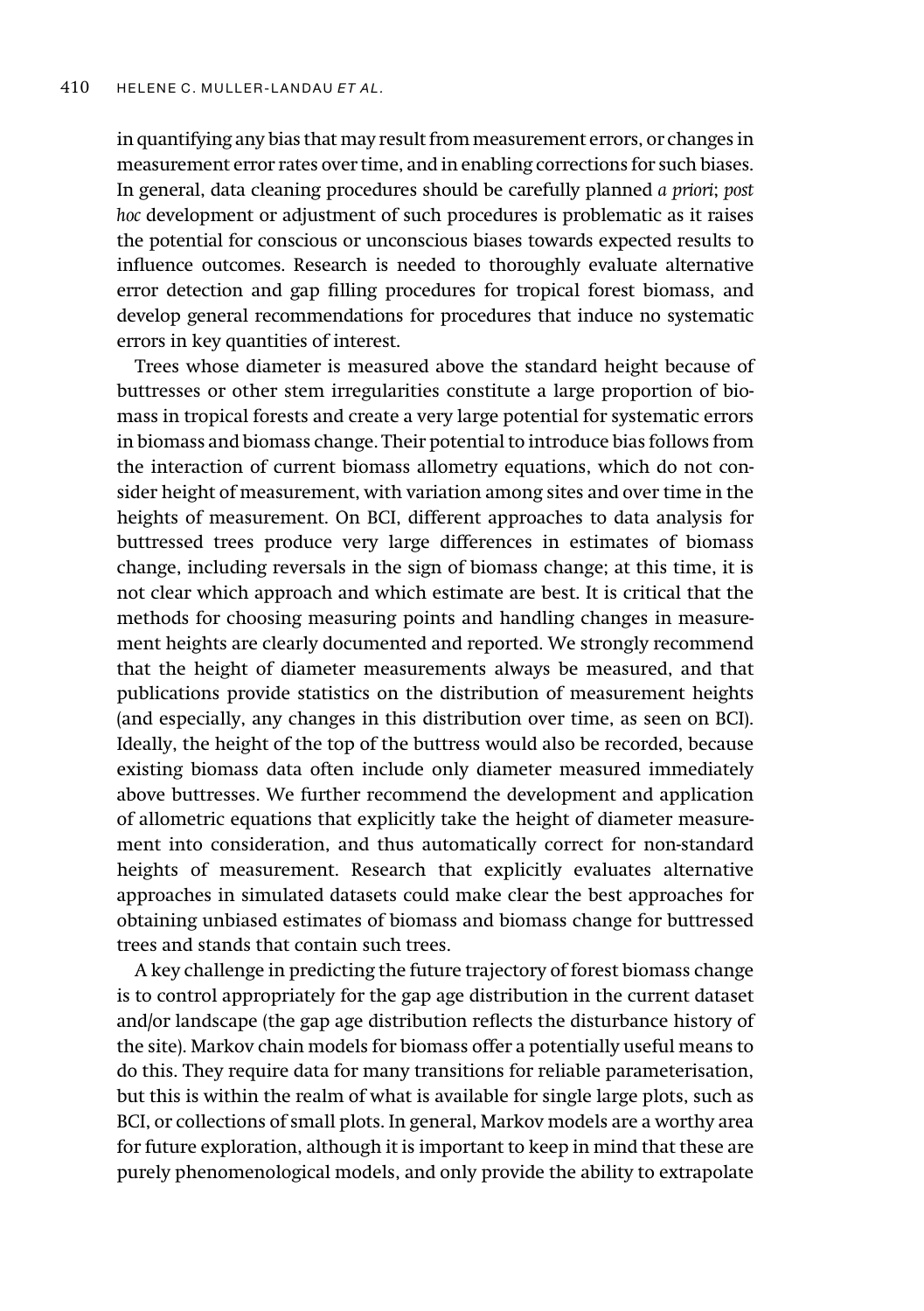in quantifying any bias that may result from measurement errors, or changes in measurement error rates over time, and in enabling corrections for such biases. In general, data cleaning procedures should be carefully planned *a priori*; *post hoc* development or adjustment of such procedures is problematic as it raises the potential for conscious or unconscious biases towards expected results to influence outcomes. Research is needed to thoroughly evaluate alternative error detection and gap filling procedures for tropical forest biomass, and develop general recommendations for procedures that induce no systematic errors in key quantities of interest.

Trees whose diameter is measured above the standard height because of buttresses or other stem irregularities constitute a large proportion of biomass in tropical forests and create a very large potential for systematic errors in biomass and biomass change. Their potential to introduce bias follows from the interaction of current biomass allometry equations, which do not consider height of measurement, with variation among sites and over time in the heights of measurement. On BCI, different approaches to data analysis for buttressed trees produce very large differences in estimates of biomass change, including reversals in the sign of biomass change; at this time, it is not clear which approach and which estimate are best. It is critical that the methods for choosing measuring points and handling changes in measurement heights are clearly documented and reported. We strongly recommend that the height of diameter measurements always be measured, and that publications provide statistics on the distribution of measurement heights (and especially, any changes in this distribution over time, as seen on BCI). Ideally, the height of the top of the buttress would also be recorded, because existing biomass data often include only diameter measured immediately above buttresses. We further recommend the development and application of allometric equations that explicitly take the height of diameter measurement into consideration, and thus automatically correct for non-standard heights of measurement. Research that explicitly evaluates alternative approaches in simulated datasets could make clear the best approaches for obtaining unbiased estimates of biomass and biomass change for buttressed trees and stands that contain such trees.

A key challenge in predicting the future trajectory of forest biomass change is to control appropriately for the gap age distribution in the current dataset and/or landscape (the gap age distribution reflects the disturbance history of the site). Markov chain models for biomass offer a potentially useful means to do this. They require data for many transitions for reliable parameterisation, but this is within the realm of what is available for single large plots, such as BCI, or collections of small plots. In general, Markov models are a worthy area for future exploration, although it is important to keep in mind that these are purely phenomenological models, and only provide the ability to extrapolate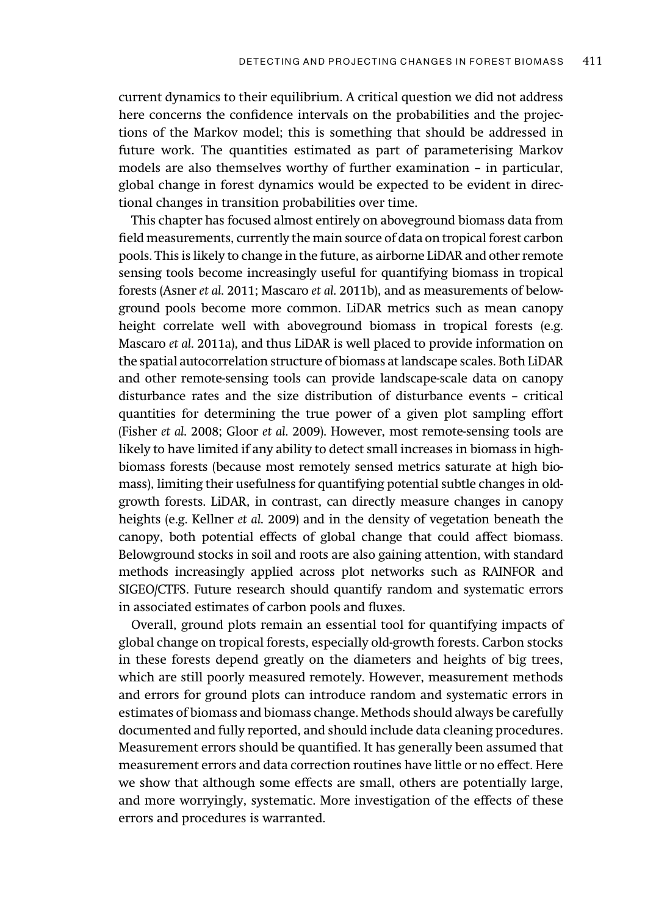current dynamics to their equilibrium. A critical question we did not address here concerns the confidence intervals on the probabilities and the projections of the Markov model; this is something that should be addressed in future work. The quantities estimated as part of parameterising Markov models are also themselves worthy of further examination – in particular, global change in forest dynamics would be expected to be evident in directional changes in transition probabilities over time.

This chapter has focused almost entirely on aboveground biomass data from field measurements, currently the main source of data on tropical forest carbon pools. This is likely to change in the future, as airborne LiDAR and other remote sensing tools become increasingly useful for quantifying biomass in tropical forests (Asner *et al.* 2011; Mascaro *et al.* 2011b), and as measurements of belowground pools become more common. LiDAR metrics such as mean canopy height correlate well with aboveground biomass in tropical forests (e.g. Mascaro *et al.* 2011a), and thus LiDAR is well placed to provide information on the spatial autocorrelation structure of biomass at landscape scales. Both LiDAR and other remote-sensing tools can provide landscape-scale data on canopy disturbance rates and the size distribution of disturbance events – critical quantities for determining the true power of a given plot sampling effort (Fisher *et al.* 2008; Gloor *et al.* 2009). However, most remote-sensing tools are likely to have limited if any ability to detect small increases in biomass in high-biomass forests (because most remotely sensed metrics saturate at high biomass), limiting their usefulness for quantifying potential subtle changes in old-growth forests. LiDAR, in contrast, can directly measure changes in canopy heights (e.g. Kellner *et al.* 2009) and in the density of vegetation beneath the canopy, both potential effects of global change that could affect biomass. Belowground stocks in soil and roots are also gaining attention, with standard methods increasingly applied across plot networks such as RAINFOR and SIGEO/CTFS. Future research should quantify random and systematic errors in associated estimates of carbon pools and fluxes.

Overall, ground plots remain an essential tool for quantifying impacts of global change on tropical forests, especially old-growth forests. Carbon stocks in these forests depend greatly on the diameters and heights of big trees, which are still poorly measured remotely. However, measurement methods and errors for ground plots can introduce random and systematic errors in estimates of biomass and biomass change. Methods should always be carefully documented and fully reported, and should include data cleaning procedures. Measurement errors should be quantified. It has generally been assumed that measurement errors and data correction routines have little or no effect. Here we show that although some effects are small, others are potentially large, and more worryingly, systematic. More investigation of the effects of these errors and procedures is warranted.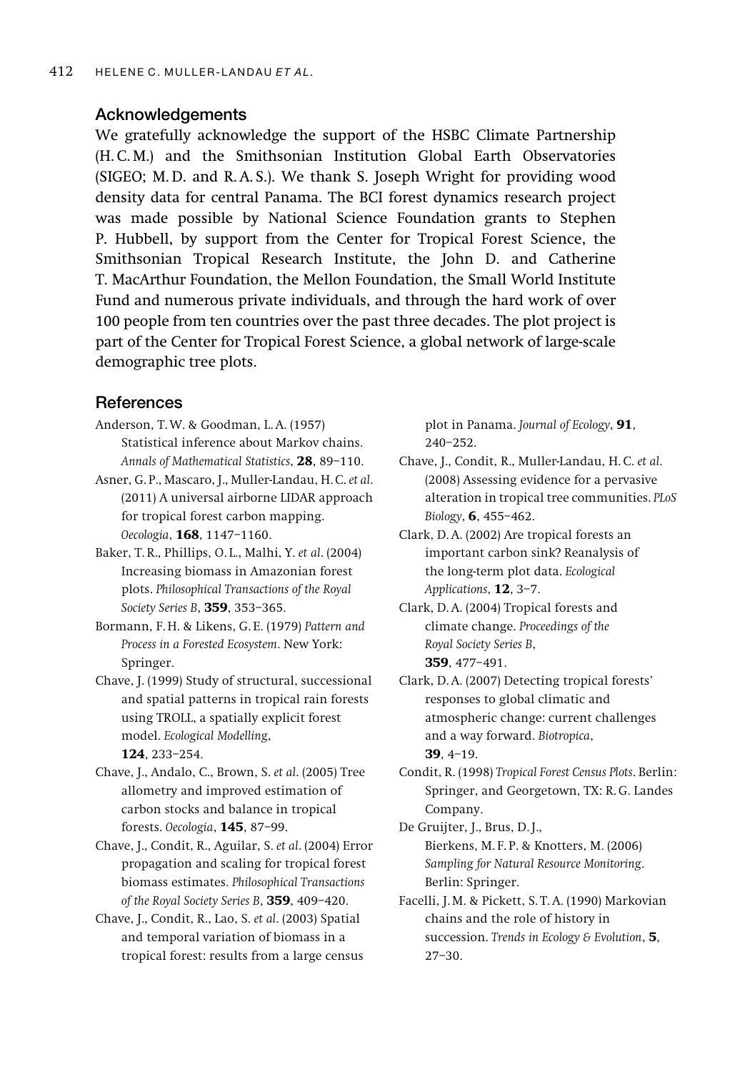## Acknowledgements

We gratefully acknowledge the support of the HSBC Climate Partnership (H. C. M.) and the Smithsonian Institution Global Earth Observatories (SIGEO; M. D. and R. A. S.). We thank S. Joseph Wright for providing wood density data for central Panama. The BCI forest dynamics research project was made possible by National Science Foundation grants to Stephen P. Hubbell, by support from the Center for Tropical Forest Science, the Smithsonian Tropical Research Institute, the John D. and Catherine T. MacArthur Foundation, the Mellon Foundation, the Small World Institute Fund and numerous private individuals, and through the hard work of over 100 people from ten countries over the past three decades. The plot project is part of the Center for Tropical Forest Science, a global network of large-scale demographic tree plots.

## References

Anderson, T. W. & Goodman, L. A. (1957) Statistical inference about Markov chains. *Annals of Mathematical Statistics*, **28**, 89–110.

Asner, G. P., Mascaro, J., Muller-Landau, H. C. *et al.* (2011) A universal airborne LIDAR approach for tropical forest carbon mapping. *Oecologia*, **168**, 1147–1160.

Baker, T. R., Phillips, O. L., Malhi, Y. *et al.* (2004) Increasing biomass in Amazonian forest plots. *Philosophical Transactions of the Royal Society Series B*, **359**, 353–365.

Bormann, F. H. & Likens, G. E. (1979) *Pattern and Process in a Forested Ecosystem*. New York: Springer.

Chave, J. (1999) Study of structural, successional and spatial patterns in tropical rain forests using TROLL, a spatially explicit forest model. *Ecological Modelling*, **124**, 233–254.

Chave, J., Andalo, C., Brown, S. *et al.* (2005) Tree allometry and improved estimation of carbon stocks and balance in tropical forests. *Oecologia*, **145**, 87–99.

Chave, J., Condit, R., Aguilar, S. *et al.* (2004) Error propagation and scaling for tropical forest biomass estimates. *Philosophical Transactions of the Royal Society Series B*, **359**, 409–420.

Chave, J., Condit, R., Lao, S. *et al.* (2003) Spatial and temporal variation of biomass in a tropical forest: results from a large census plot in Panama. *Journal of Ecology*, **91**, 240–252.

Chave, J., Condit, R., Muller-Landau, H. C. *et al.* (2008) Assessing evidence for a pervasive alteration in tropical tree communities. *PLoS Biology*, **6**, 455–462.

Clark, D. A. (2002) Are tropical forests an important carbon sink? Reanalysis of the long-term plot data. *Ecological Applications*, **12**, 3–7.

Clark, D. A. (2004) Tropical forests and climate change. *Proceedings of the Royal Society Series B*, **359**, 477–491.

Clark, D. A. (2007) Detecting tropical forests' responses to global climatic and atmospheric change: current challenges and a way forward. *Biotropica*, **39**, 4–19.

Condit, R. (1998) *Tropical Forest Census Plots*. Berlin: Springer, and Georgetown, TX: R. G. Landes Company.

De Gruijter, J., Brus, D. J., Bierkens, M. F. P. & Knotters, M. (2006) *Sampling for Natural Resource Monitoring*. Berlin: Springer.

Facelli, J. M. & Pickett, S. T. A. (1990) Markovian chains and the role of history in succession. *Trends in Ecology & Evolution*, **5**, 27–30.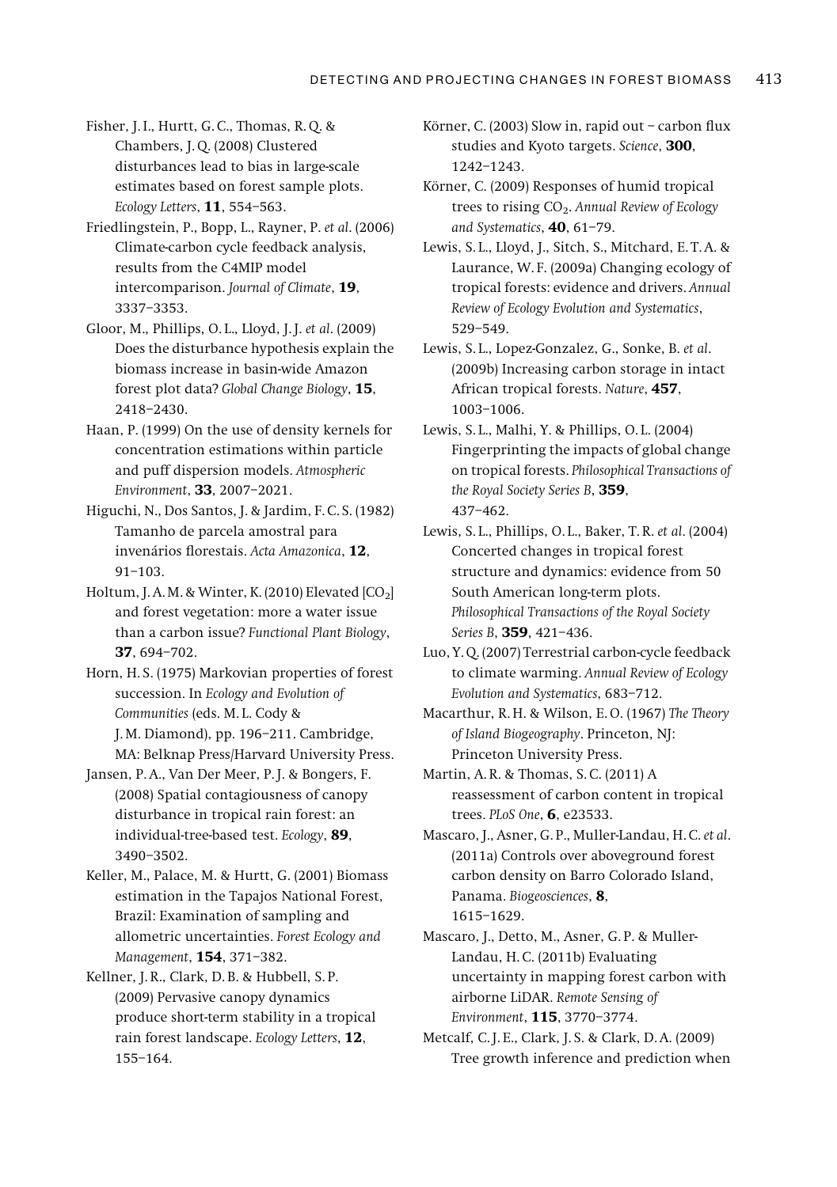Fisher, J. I., Hurtt, G. C., Thomas, R. Q. & Chambers, J. Q. (2008) Clustered disturbances lead to bias in large-scale estimates based on forest sample plots. *Ecology Letters*, **11**, 554–563.

Friedlingstein, P., Bopp, L., Rayner, P. *et al*. (2006) Climate-carbon cycle feedback analysis, results from the C4MIP model intercomparison. *Journal of Climate*, **19**, 3337–3353.

Gloor, M., Phillips, O. L., Lloyd, J. J. *et al*. (2009) Does the disturbance hypothesis explain the biomass increase in basin-wide Amazon forest plot data? *Global Change Biology*, **15**, 2418–2430.

Haan, P. (1999) On the use of density kernels for concentration estimations within particle and puff dispersion models. *Atmospheric Environment*, **33**, 2007–2021.

Higuchi, N., Dos Santos, J. & Jardim, F. C. S. (1982) Tamanho de parcela amostral para invenários florestais. *Acta Amazonica*, **12**, 91–103.

Holtum, J. A. M. & Winter, K. (2010) Elevated [$CO_2$] and forest vegetation: more a water issue than a carbon issue? *Functional Plant Biology*, **37**, 694–702.

Horn, H. S. (1975) Markovian properties of forest succession. In *Ecology and Evolution of Communities* (eds. M. L. Cody & J. M. Diamond), pp. 196–211. Cambridge, MA: Belknap Press/Harvard University Press.

Jansen, P. A., Van Der Meer, P. J. & Bongers, F. (2008) Spatial contagiousness of canopy disturbance in tropical rain forest: an individual-tree-based test. *Ecology*, **89**, 3490–3502.

Keller, M., Palace, M. & Hurtt, G. (2001) Biomass estimation in the Tapajos National Forest, Brazil: Examination of sampling and allometric uncertainties. *Forest Ecology and Management*, **154**, 371–382.

Kellner, J. R., Clark, D. B. & Hubbell, S. P. (2009) Pervasive canopy dynamics produce short-term stability in a tropical rain forest landscape. *Ecology Letters*, **12**, 155–164.

Körner, C. (2003) Slow in, rapid out – carbon flux studies and Kyoto targets. *Science*, **300**, 1242–1243.

Körner, C. (2009) Responses of humid tropical trees to rising $CO_2$. *Annual Review of Ecology and Systematics*, **40**, 61–79.

Lewis, S. L., Lloyd, J., Sitch, S., Mitchard, E. T. A. & Laurance, W. F. (2009a) Changing ecology of tropical forests: evidence and drivers. *Annual Review of Ecology Evolution and Systematics*, 529–549.

Lewis, S. L., Lopez-Gonzalez, G., Sonke, B. *et al*. (2009b) Increasing carbon storage in intact African tropical forests. *Nature*, **457**, 1003–1006.

Lewis, S. L., Malhi, Y. & Phillips, O. L. (2004) Fingerprinting the impacts of global change on tropical forests. *Philosophical Transactions of the Royal Society Series B*, **359**, 437–462.

Lewis, S. L., Phillips, O. L., Baker, T. R. *et al*. (2004) Concerted changes in tropical forest structure and dynamics: evidence from 50 South American long-term plots. *Philosophical Transactions of the Royal Society Series B*, **359**, 421–436.

Luo, Y. Q. (2007) Terrestrial carbon-cycle feedback to climate warming. *Annual Review of Ecology Evolution and Systematics*, 683–712.

Macarthur, R. H. & Wilson, E. O. (1967) *The Theory of Island Biogeography*. Princeton, NJ: Princeton University Press.

Martin, A. R. & Thomas, S. C. (2011) A reassessment of carbon content in tropical trees. *PLoS One*, **6**, e23533.

Mascaro, J., Asner, G. P., Muller-Landau, H. C. *et al*. (2011a) Controls over aboveground forest carbon density on Barro Colorado Island, Panama. *Biogeosciences*, **8**, 1615–1629.

Mascaro, J., Detto, M., Asner, G. P. & Muller-Landau, H. C. (2011b) Evaluating uncertainty in mapping forest carbon with airborne LiDAR. *Remote Sensing of Environment*, **115**, 3770–3774.

Metcalf, C. J. E., Clark, J. S. & Clark, D. A. (2009) Tree growth inference and prediction when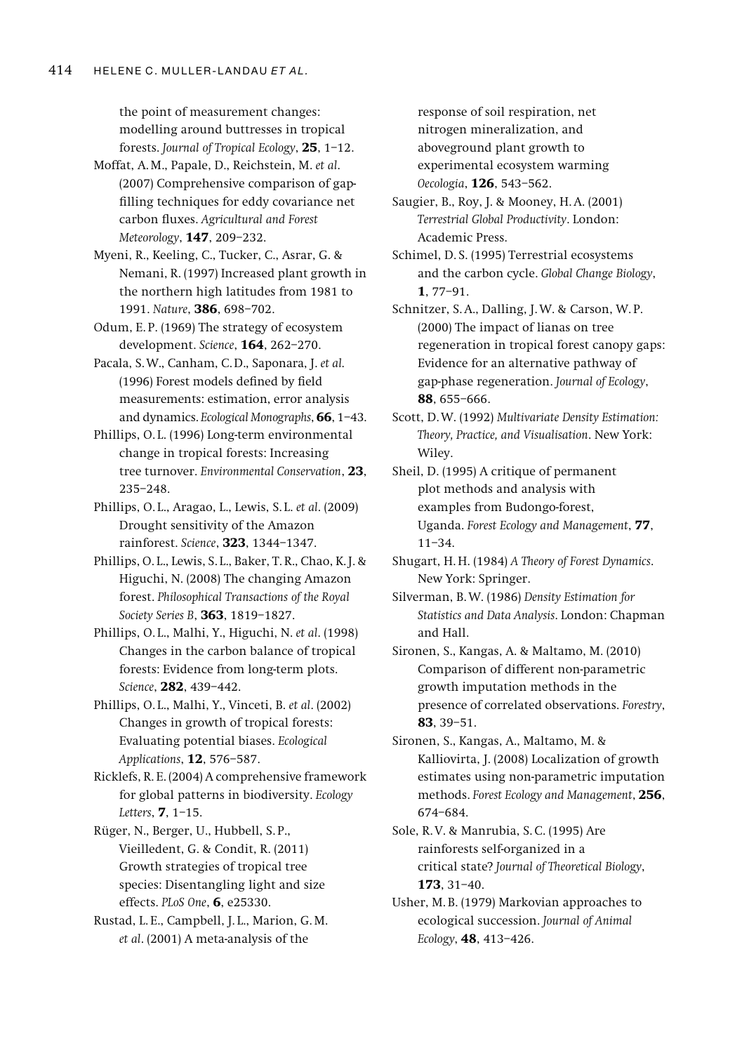the point of measurement changes: modelling around buttresses in tropical forests. *Journal of Tropical Ecology*, **25**, 1–12.

Moffat, A.M., Papale, D., Reichstein, M. *et al*. (2007) Comprehensive comparison of gap-filling techniques for eddy covariance net carbon fluxes. *Agricultural and Forest Meteorology*, **147**, 209–232.

Myeni, R., Keeling, C., Tucker, C., Asrar, G. & Nemani, R. (1997) Increased plant growth in the northern high latitudes from 1981 to 1991. *Nature*, **386**, 698–702.

Odum, E.P. (1969) The strategy of ecosystem development. *Science*, **164**, 262–270.

Pacala, S.W., Canham, C.D., Saponara, J. *et al*. (1996) Forest models defined by field measurements: estimation, error analysis and dynamics. *Ecological Monographs*, **66**, 1–43.

Phillips, O.L. (1996) Long-term environmental change in tropical forests: Increasing tree turnover. *Environmental Conservation*, **23**, 235–248.

Phillips, O.L., Aragao, L., Lewis, S.L. *et al*. (2009) Drought sensitivity of the Amazon rainforest. *Science*, **323**, 1344–1347.

Phillips, O.L., Lewis, S.L., Baker, T.R., Chao, K.J. & Higuchi, N. (2008) The changing Amazon forest. *Philosophical Transactions of the Royal Society Series B*, **363**, 1819–1827.

Phillips, O.L., Malhi, Y., Higuchi, N. *et al*. (1998) Changes in the carbon balance of tropical forests: Evidence from long-term plots. *Science*, **282**, 439–442.

Phillips, O.L., Malhi, Y., Vinceti, B. *et al*. (2002) Changes in growth of tropical forests: Evaluating potential biases. *Ecological Applications*, **12**, 576–587.

Ricklefs, R.E. (2004) A comprehensive framework for global patterns in biodiversity. *Ecology Letters*, **7**, 1–15.

Rüger, N., Berger, U., Hubbell, S.P., Vieilledent, G. & Condit, R. (2011) Growth strategies of tropical tree species: Disentangling light and size effects. *PLoS One*, **6**, e25330.

Rustad, L.E., Campbell, J.L., Marion, G.M. *et al*. (2001) A meta-analysis of the response of soil respiration, net nitrogen mineralization, and aboveground plant growth to experimental ecosystem warming *Oecologia*, **126**, 543–562.

Saugier, B., Roy, J. & Mooney, H.A. (2001) *Terrestrial Global Productivity*. London: Academic Press.

Schimel, D.S. (1995) Terrestrial ecosystems and the carbon cycle. *Global Change Biology*, **1**, 77–91.

Schnitzer, S.A., Dalling, J.W. & Carson, W.P. (2000) The impact of lianas on tree regeneration in tropical forest canopy gaps: Evidence for an alternative pathway of gap-phase regeneration. *Journal of Ecology*, **88**, 655–666.

Scott, D.W. (1992) *Multivariate Density Estimation: Theory, Practice, and Visualisation*. New York: Wiley.

Sheil, D. (1995) A critique of permanent plot methods and analysis with examples from Budongo-forest, Uganda. *Forest Ecology and Management*, **77**, 11–34.

Shugart, H.H. (1984) *A Theory of Forest Dynamics*. New York: Springer.

Silverman, B.W. (1986) *Density Estimation for Statistics and Data Analysis*. London: Chapman and Hall.

Sironen, S., Kangas, A. & Maltamo, M. (2010) Comparison of different non-parametric growth imputation methods in the presence of correlated observations. *Forestry*, **83**, 39–51.

Sironen, S., Kangas, A., Maltamo, M. & Kalliovirta, J. (2008) Localization of growth estimates using non-parametric imputation methods. *Forest Ecology and Management*, **256**, 674–684.

Sole, R.V. & Manrubia, S.C. (1995) Are rainforests self-organized in a critical state? *Journal of Theoretical Biology*, **173**, 31–40.

Usher, M.B. (1979) Markovian approaches to ecological succession. *Journal of Animal Ecology*, **48**, 413–426.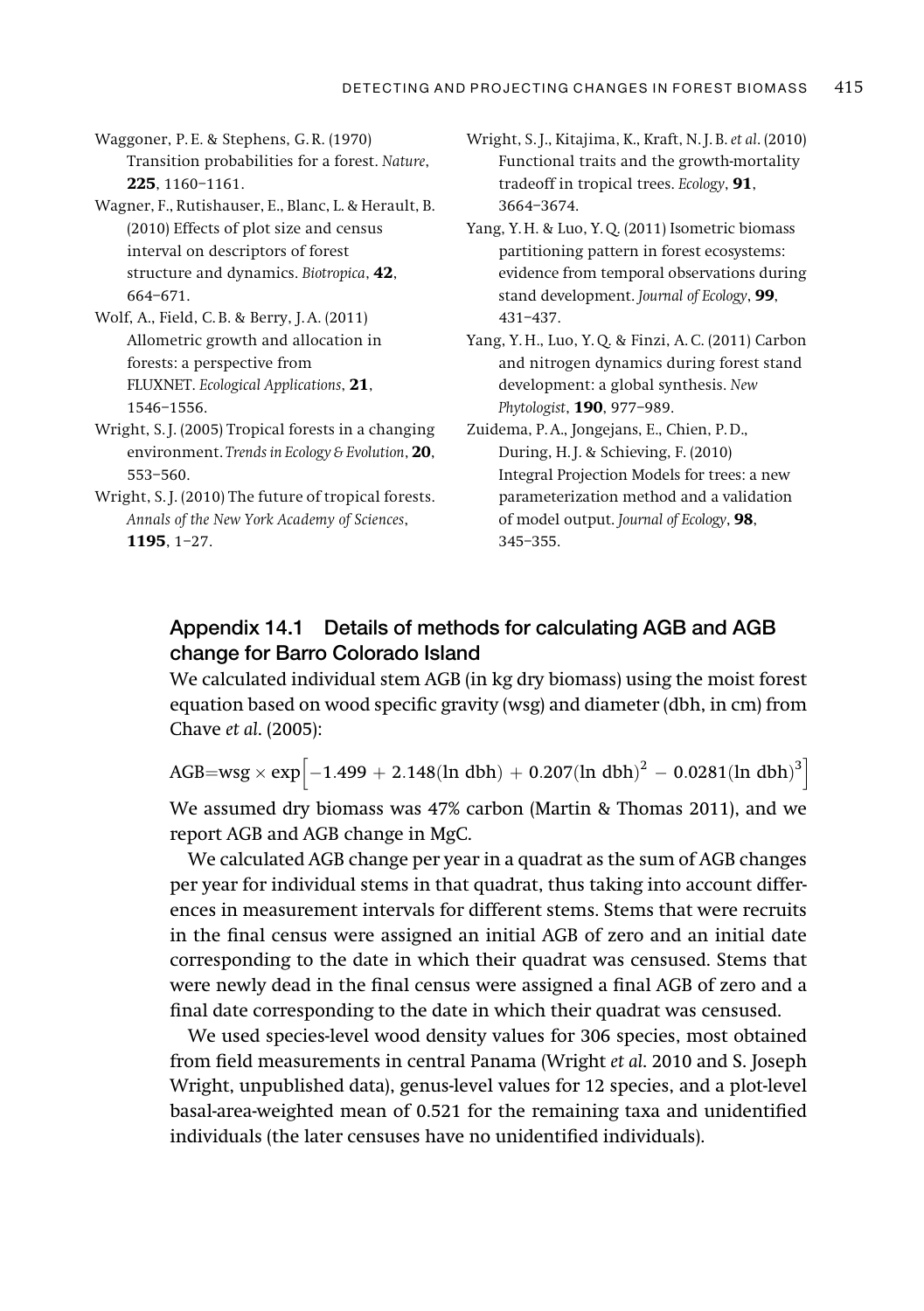Waggoner, P. E. & Stephens, G. R. (1970) Transition probabilities for a forest. *Nature*, **225**, 1160–1161.

Wagner, F., Rutishauser, E., Blanc, L. & Herault, B. (2010) Effects of plot size and census interval on descriptors of forest structure and dynamics. *Biotropica*, **42**, 664–671.

Wolf, A., Field, C. B. & Berry, J. A. (2011) Allometric growth and allocation in forests: a perspective from FLUXNET. *Ecological Applications*, **21**, 1546–1556.

Wright, S. J. (2005) Tropical forests in a changing environment. *Trends in Ecology & Evolution*, **20**, 553–560.

Wright, S. J. (2010) The future of tropical forests. *Annals of the New York Academy of Sciences*, **1195**, 1–27.

Wright, S. J., Kitajima, K., Kraft, N. J. B. *et al*. (2010) Functional traits and the growth-mortality tradeoff in tropical trees. *Ecology*, **91**, 3664–3674.

Yang, Y. H. & Luo, Y. Q. (2011) Isometric biomass partitioning pattern in forest ecosystems: evidence from temporal observations during stand development. *Journal of Ecology*, **99**, 431–437.

Yang, Y. H., Luo, Y. Q. & Finzi, A. C. (2011) Carbon and nitrogen dynamics during forest stand development: a global synthesis. *New Phytologist*, **190**, 977–989.

Zuidema, P. A., Jongejans, E., Chien, P. D., During, H. J. & Schieving, F. (2010) Integral Projection Models for trees: a new parameterization method and a validation of model output. *Journal of Ecology*, **98**, 345–355.

## Appendix 14.1 Details of methods for calculating AGB and AGB change for Barro Colorado Island

We calculated individual stem AGB (in kg dry biomass) using the moist forest equation based on wood specific gravity (wsg) and diameter (dbh, in cm) from Chave *et al*. (2005):

$$\mathrm{AGB} = \mathrm{wsg} \times \exp\left[-1.499 + 2.148(\ln \mathrm{dbh}) + 0.207(\ln \mathrm{dbh})^2 - 0.0281(\ln \mathrm{dbh})^3\right]$$

We assumed dry biomass was 47% carbon (Martin & Thomas 2011), and we report AGB and AGB change in MgC.

We calculated AGB change per year in a quadrat as the sum of AGB changes per year for individual stems in that quadrat, thus taking into account differences in measurement intervals for different stems. Stems that were recruits in the final census were assigned an initial AGB of zero and an initial date corresponding to the date in which their quadrat was censused. Stems that were newly dead in the final census were assigned a final AGB of zero and a final date corresponding to the date in which their quadrat was censused.

We used species-level wood density values for 306 species, most obtained from field measurements in central Panama (Wright *et al*. 2010 and S. Joseph Wright, unpublished data), genus-level values for 12 species, and a plot-level basal-area-weighted mean of 0.521 for the remaining taxa and unidentified individuals (the later censuses have no unidentified individuals).